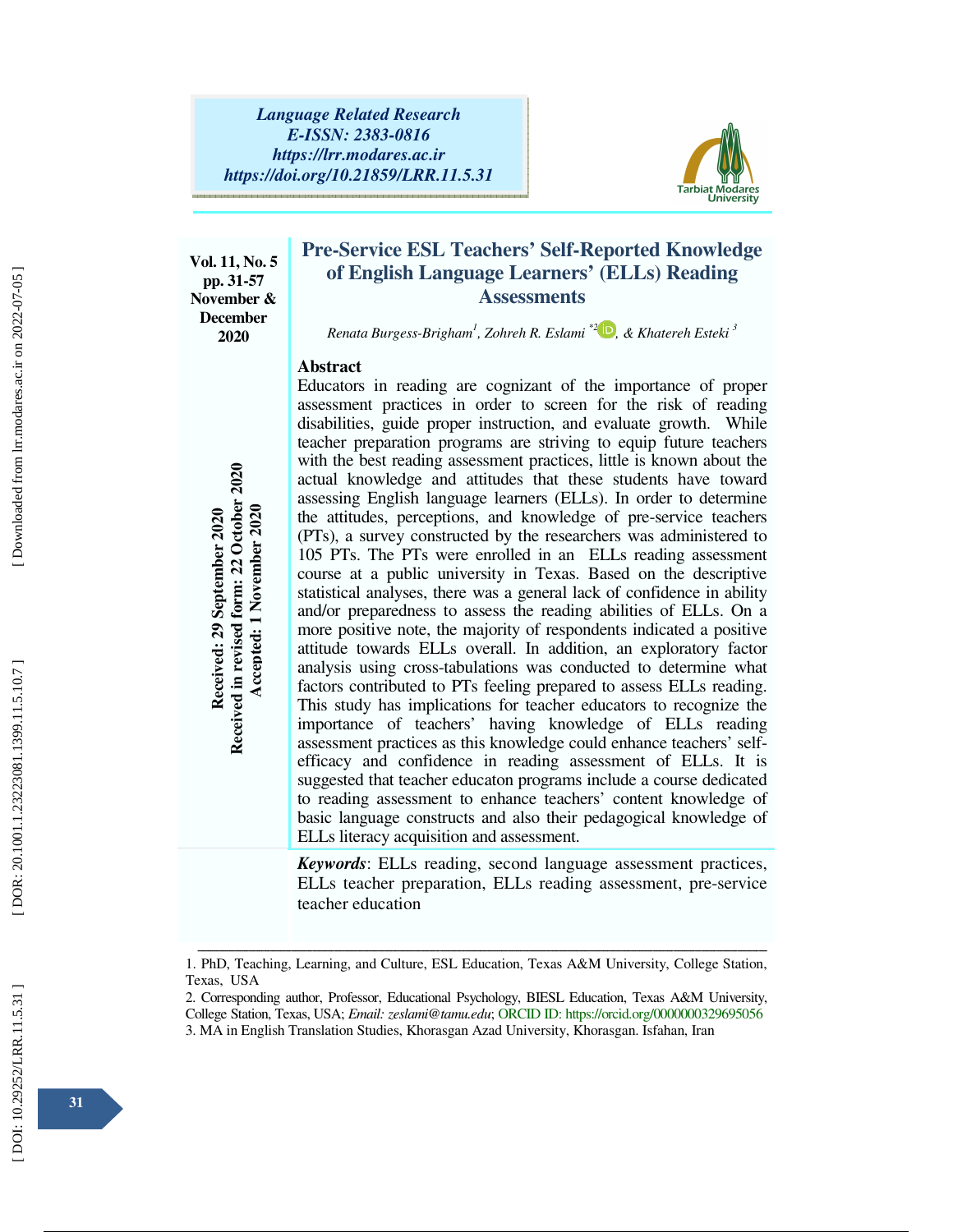# Pre-Service ESL Teachers' Self-Reported Knowledge of English Language Learners' (ELLs) Reading Assessments

*Renata Burgess-Brigham[1], Zohreh R. Eslami [*2], & Khatereh Esteki [3]*

Received: 29 September 2020
Received in revised form: 22 October 2020
Accepted: 1 November 2020

## Abstract

Educators in reading are cognizant of the importance of proper assessment practices in order to screen for the risk of reading disabilities, guide proper instruction, and evaluate growth. While teacher preparation programs are striving to equip future teachers with the best reading assessment practices, little is known about the actual knowledge and attitudes that these students have toward assessing English language learners (ELLs). In order to determine the attitudes, perceptions, and knowledge of pre-service teachers (PTs), a survey constructed by the researchers was administered to 105 PTs. The PTs were enrolled in an ELLs reading assessment course at a public university in Texas. Based on the descriptive statistical analyses, there was a general lack of confidence in ability and/or preparedness to assess the reading abilities of ELLs. On a more positive note, the majority of respondents indicated a positive attitude towards ELLs overall. In addition, an exploratory factor analysis using cross-tabulations was conducted to determine what factors contributed to PTs feeling prepared to assess ELLs reading. This study has implications for teacher educators to recognize the importance of teachers' having knowledge of ELLs reading assessment practices as this knowledge could enhance teachers' self-efficacy and confidence in reading assessment of ELLs. It is suggested that teacher educaton programs include a course dedicated to reading assessment to enhance teachers' content knowledge of basic language constructs and also their pedagogical knowledge of ELLs literacy acquisition and assessment.

***Keywords***: ELLs reading, second language assessment practices, ELLs teacher preparation, ELLs reading assessment, pre-service teacher education

---

1. PhD, Teaching, Learning, and Culture, ESL Education, Texas A&M University, College Station, Texas, USA
2. Corresponding author, Professor, Educational Psychology, BIESL Education, Texas A&M University, College Station, Texas, USA; *Email: zeslami@tamu.edu*; ORCID ID: https://orcid.org/0000000329695056
3. MA in English Translation Studies, Khorasgan Azad University, Khorasgan. Isfahan, Iran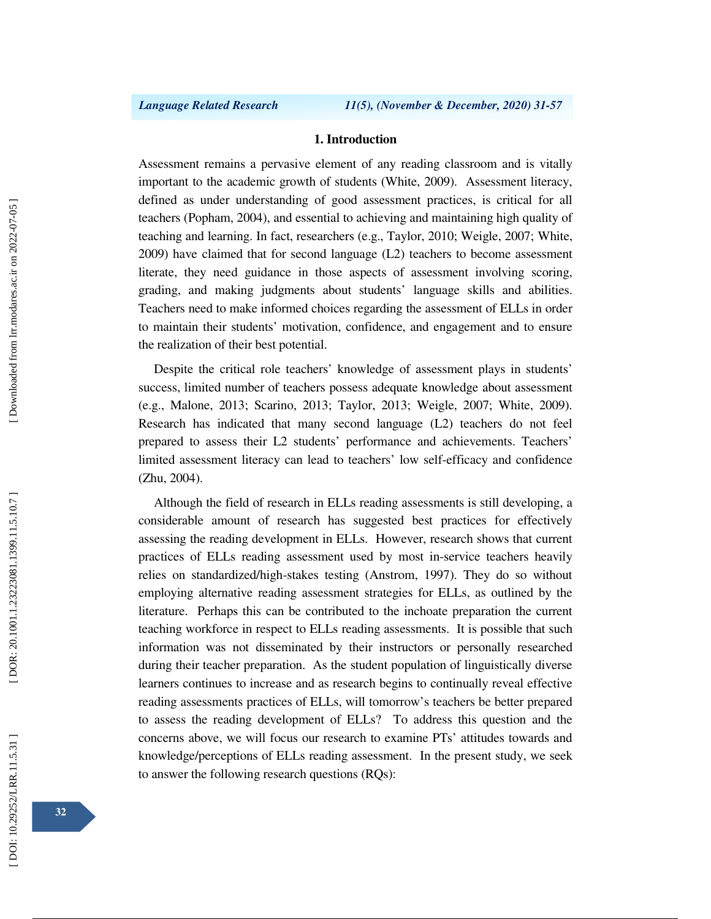## 1. Introduction

Assessment remains a pervasive element of any reading classroom and is vitally important to the academic growth of students (White, 2009). Assessment literacy, defined as under understanding of good assessment practices, is critical for all teachers (Popham, 2004), and essential to achieving and maintaining high quality of teaching and learning. In fact, researchers (e.g., Taylor, 2010; Weigle, 2007; White, 2009) have claimed that for second language (L2) teachers to become assessment literate, they need guidance in those aspects of assessment involving scoring, grading, and making judgments about students' language skills and abilities. Teachers need to make informed choices regarding the assessment of ELLs in order to maintain their students' motivation, confidence, and engagement and to ensure the realization of their best potential.

Despite the critical role teachers' knowledge of assessment plays in students' success, limited number of teachers possess adequate knowledge about assessment (e.g., Malone, 2013; Scarino, 2013; Taylor, 2013; Weigle, 2007; White, 2009). Research has indicated that many second language (L2) teachers do not feel prepared to assess their L2 students' performance and achievements. Teachers' limited assessment literacy can lead to teachers' low self-efficacy and confidence (Zhu, 2004).

Although the field of research in ELLs reading assessments is still developing, a considerable amount of research has suggested best practices for effectively assessing the reading development in ELLs. However, research shows that current practices of ELLs reading assessment used by most in-service teachers heavily relies on standardized/high-stakes testing (Anstrom, 1997). They do so without employing alternative reading assessment strategies for ELLs, as outlined by the literature. Perhaps this can be contributed to the inchoate preparation the current teaching workforce in respect to ELLs reading assessments. It is possible that such information was not disseminated by their instructors or personally researched during their teacher preparation. As the student population of linguistically diverse learners continues to increase and as research begins to continually reveal effective reading assessments practices of ELLs, will tomorrow's teachers be better prepared to assess the reading development of ELLs? To address this question and the concerns above, we will focus our research to examine PTs' attitudes towards and knowledge/perceptions of ELLs reading assessment. In the present study, we seek to answer the following research questions (RQs):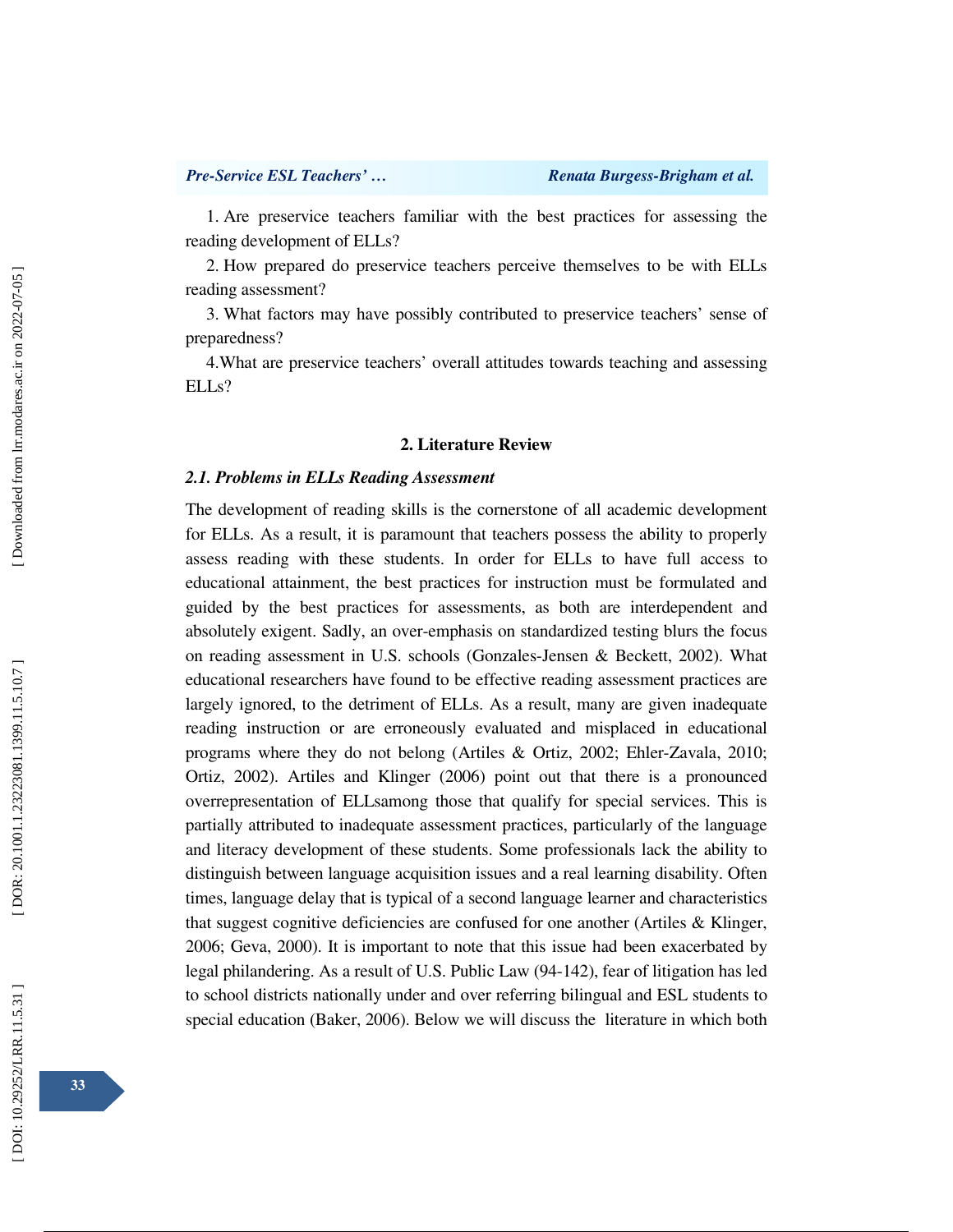1. Are preservice teachers familiar with the best practices for assessing the reading development of ELLs?

2. How prepared do preservice teachers perceive themselves to be with ELLs reading assessment?

3. What factors may have possibly contributed to preservice teachers' sense of preparedness?

4.What are preservice teachers' overall attitudes towards teaching and assessing ELLs?

## 2. Literature Review

### *2.1. Problems in ELLs Reading Assessment*

The development of reading skills is the cornerstone of all academic development for ELLs. As a result, it is paramount that teachers possess the ability to properly assess reading with these students. In order for ELLs to have full access to educational attainment, the best practices for instruction must be formulated and guided by the best practices for assessments, as both are interdependent and absolutely exigent. Sadly, an over-emphasis on standardized testing blurs the focus on reading assessment in U.S. schools (Gonzales-Jensen & Beckett, 2002). What educational researchers have found to be effective reading assessment practices are largely ignored, to the detriment of ELLs. As a result, many are given inadequate reading instruction or are erroneously evaluated and misplaced in educational programs where they do not belong (Artiles & Ortiz, 2002; Ehler-Zavala, 2010; Ortiz, 2002). Artiles and Klinger (2006) point out that there is a pronounced overrepresentation of ELLsamong those that qualify for special services. This is partially attributed to inadequate assessment practices, particularly of the language and literacy development of these students. Some professionals lack the ability to distinguish between language acquisition issues and a real learning disability. Often times, language delay that is typical of a second language learner and characteristics that suggest cognitive deficiencies are confused for one another (Artiles & Klinger, 2006; Geva, 2000). It is important to note that this issue had been exacerbated by legal philandering. As a result of U.S. Public Law (94-142), fear of litigation has led to school districts nationally under and over referring bilingual and ESL students to special education (Baker, 2006). Below we will discuss the literature in which both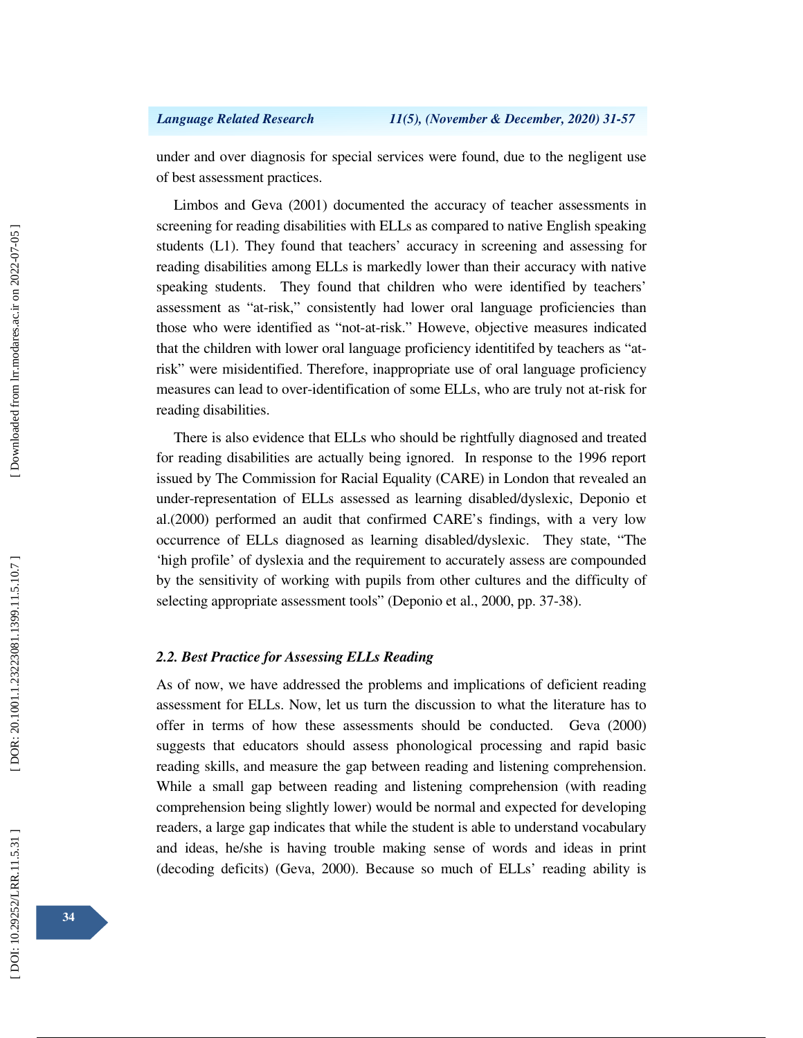under and over diagnosis for special services were found, due to the negligent use of best assessment practices.

Limbos and Geva (2001) documented the accuracy of teacher assessments in screening for reading disabilities with ELLs as compared to native English speaking students (L1). They found that teachers' accuracy in screening and assessing for reading disabilities among ELLs is markedly lower than their accuracy with native speaking students. They found that children who were identified by teachers' assessment as "at-risk," consistently had lower oral language proficiencies than those who were identified as "not-at-risk." Howeve, objective measures indicated that the children with lower oral language proficiency identitifed by teachers as "at-risk" were misidentified. Therefore, inappropriate use of oral language proficiency measures can lead to over-identification of some ELLs, who are truly not at-risk for reading disabilities.

There is also evidence that ELLs who should be rightfully diagnosed and treated for reading disabilities are actually being ignored. In response to the 1996 report issued by The Commission for Racial Equality (CARE) in London that revealed an under-representation of ELLs assessed as learning disabled/dyslexic, Deponio et al.(2000) performed an audit that confirmed CARE's findings, with a very low occurrence of ELLs diagnosed as learning disabled/dyslexic. They state, "The 'high profile' of dyslexia and the requirement to accurately assess are compounded by the sensitivity of working with pupils from other cultures and the difficulty of selecting appropriate assessment tools" (Deponio et al., 2000, pp. 37-38).

### *2.2. Best Practice for Assessing ELLs Reading*

As of now, we have addressed the problems and implications of deficient reading assessment for ELLs. Now, let us turn the discussion to what the literature has to offer in terms of how these assessments should be conducted. Geva (2000) suggests that educators should assess phonological processing and rapid basic reading skills, and measure the gap between reading and listening comprehension. While a small gap between reading and listening comprehension (with reading comprehension being slightly lower) would be normal and expected for developing readers, a large gap indicates that while the student is able to understand vocabulary and ideas, he/she is having trouble making sense of words and ideas in print (decoding deficits) (Geva, 2000). Because so much of ELLs' reading ability is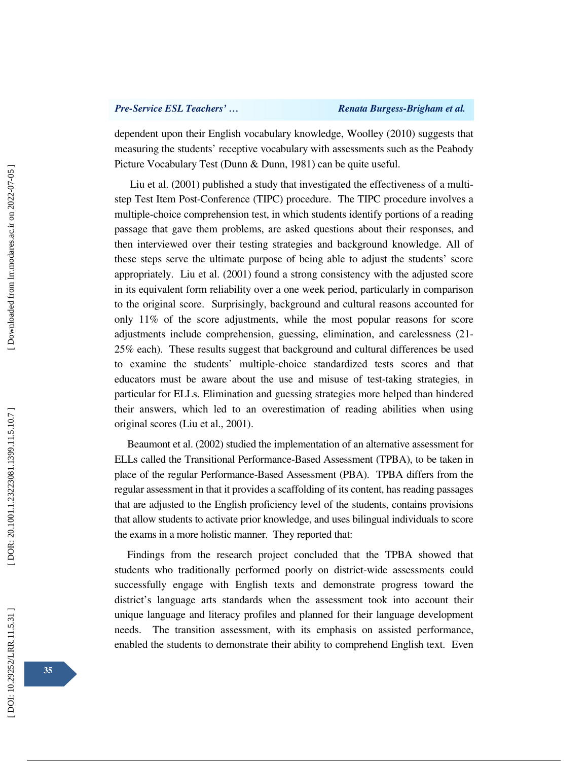dependent upon their English vocabulary knowledge, Woolley (2010) suggests that measuring the students' receptive vocabulary with assessments such as the Peabody Picture Vocabulary Test (Dunn & Dunn, 1981) can be quite useful.

Liu et al. (2001) published a study that investigated the effectiveness of a multi-step Test Item Post-Conference (TIPC) procedure. The TIPC procedure involves a multiple-choice comprehension test, in which students identify portions of a reading passage that gave them problems, are asked questions about their responses, and then interviewed over their testing strategies and background knowledge. All of these steps serve the ultimate purpose of being able to adjust the students' score appropriately. Liu et al. (2001) found a strong consistency with the adjusted score in its equivalent form reliability over a one week period, particularly in comparison to the original score. Surprisingly, background and cultural reasons accounted for only 11% of the score adjustments, while the most popular reasons for score adjustments include comprehension, guessing, elimination, and carelessness (21-25% each). These results suggest that background and cultural differences be used to examine the students' multiple-choice standardized tests scores and that educators must be aware about the use and misuse of test-taking strategies, in particular for ELLs. Elimination and guessing strategies more helped than hindered their answers, which led to an overestimation of reading abilities when using original scores (Liu et al., 2001).

Beaumont et al. (2002) studied the implementation of an alternative assessment for ELLs called the Transitional Performance-Based Assessment (TPBA), to be taken in place of the regular Performance-Based Assessment (PBA). TPBA differs from the regular assessment in that it provides a scaffolding of its content, has reading passages that are adjusted to the English proficiency level of the students, contains provisions that allow students to activate prior knowledge, and uses bilingual individuals to score the exams in a more holistic manner. They reported that:

Findings from the research project concluded that the TPBA showed that students who traditionally performed poorly on district-wide assessments could successfully engage with English texts and demonstrate progress toward the district's language arts standards when the assessment took into account their unique language and literacy profiles and planned for their language development needs. The transition assessment, with its emphasis on assisted performance, enabled the students to demonstrate their ability to comprehend English text. Even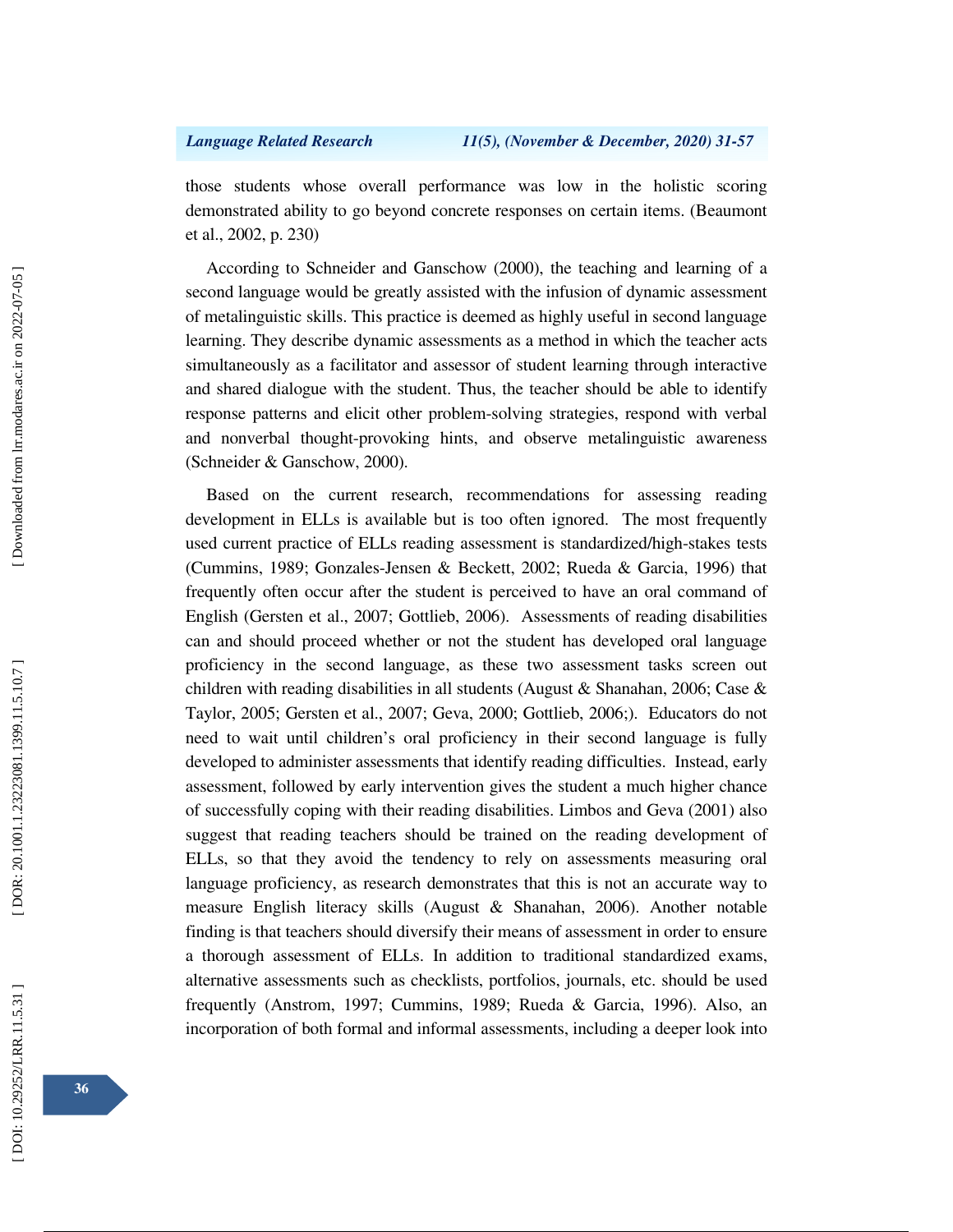those students whose overall performance was low in the holistic scoring demonstrated ability to go beyond concrete responses on certain items. (Beaumont et al., 2002, p. 230)

According to Schneider and Ganschow (2000), the teaching and learning of a second language would be greatly assisted with the infusion of dynamic assessment of metalinguistic skills. This practice is deemed as highly useful in second language learning. They describe dynamic assessments as a method in which the teacher acts simultaneously as a facilitator and assessor of student learning through interactive and shared dialogue with the student. Thus, the teacher should be able to identify response patterns and elicit other problem-solving strategies, respond with verbal and nonverbal thought-provoking hints, and observe metalinguistic awareness (Schneider & Ganschow, 2000).

Based on the current research, recommendations for assessing reading development in ELLs is available but is too often ignored. The most frequently used current practice of ELLs reading assessment is standardized/high-stakes tests (Cummins, 1989; Gonzales-Jensen & Beckett, 2002; Rueda & Garcia, 1996) that frequently often occur after the student is perceived to have an oral command of English (Gersten et al., 2007; Gottlieb, 2006). Assessments of reading disabilities can and should proceed whether or not the student has developed oral language proficiency in the second language, as these two assessment tasks screen out children with reading disabilities in all students (August & Shanahan, 2006; Case & Taylor, 2005; Gersten et al., 2007; Geva, 2000; Gottlieb, 2006;). Educators do not need to wait until children's oral proficiency in their second language is fully developed to administer assessments that identify reading difficulties. Instead, early assessment, followed by early intervention gives the student a much higher chance of successfully coping with their reading disabilities. Limbos and Geva (2001) also suggest that reading teachers should be trained on the reading development of ELLs, so that they avoid the tendency to rely on assessments measuring oral language proficiency, as research demonstrates that this is not an accurate way to measure English literacy skills (August & Shanahan, 2006). Another notable finding is that teachers should diversify their means of assessment in order to ensure a thorough assessment of ELLs. In addition to traditional standardized exams, alternative assessments such as checklists, portfolios, journals, etc. should be used frequently (Anstrom, 1997; Cummins, 1989; Rueda & Garcia, 1996). Also, an incorporation of both formal and informal assessments, including a deeper look into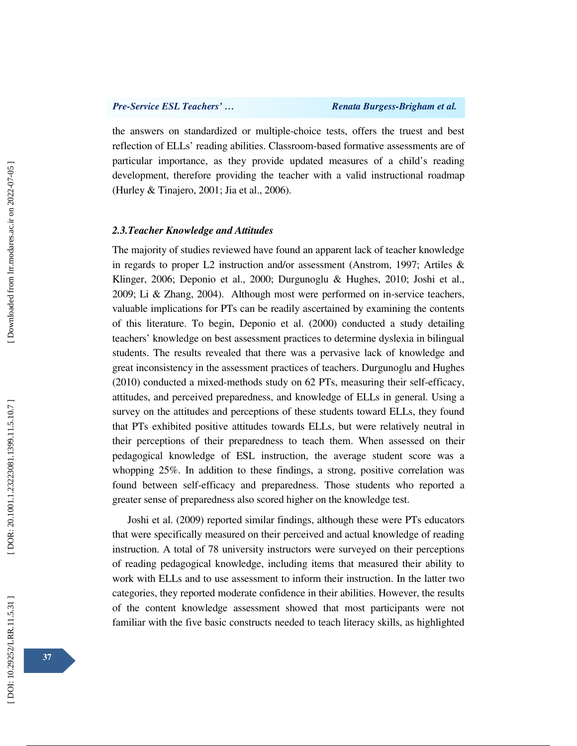the answers on standardized or multiple-choice tests, offers the truest and best reflection of ELLs' reading abilities. Classroom-based formative assessments are of particular importance, as they provide updated measures of a child's reading development, therefore providing the teacher with a valid instructional roadmap (Hurley & Tinajero, 2001; Jia et al., 2006).

### *2.3.Teacher Knowledge and Attitudes*

The majority of studies reviewed have found an apparent lack of teacher knowledge in regards to proper L2 instruction and/or assessment (Anstrom, 1997; Artiles & Klinger, 2006; Deponio et al., 2000; Durgunoglu & Hughes, 2010; Joshi et al., 2009; Li & Zhang, 2004). Although most were performed on in-service teachers, valuable implications for PTs can be readily ascertained by examining the contents of this literature. To begin, Deponio et al. (2000) conducted a study detailing teachers' knowledge on best assessment practices to determine dyslexia in bilingual students. The results revealed that there was a pervasive lack of knowledge and great inconsistency in the assessment practices of teachers. Durgunoglu and Hughes (2010) conducted a mixed-methods study on 62 PTs, measuring their self-efficacy, attitudes, and perceived preparedness, and knowledge of ELLs in general. Using a survey on the attitudes and perceptions of these students toward ELLs, they found that PTs exhibited positive attitudes towards ELLs, but were relatively neutral in their perceptions of their preparedness to teach them. When assessed on their pedagogical knowledge of ESL instruction, the average student score was a whopping 25%. In addition to these findings, a strong, positive correlation was found between self-efficacy and preparedness. Those students who reported a greater sense of preparedness also scored higher on the knowledge test.

Joshi et al. (2009) reported similar findings, although these were PTs educators that were specifically measured on their perceived and actual knowledge of reading instruction. A total of 78 university instructors were surveyed on their perceptions of reading pedagogical knowledge, including items that measured their ability to work with ELLs and to use assessment to inform their instruction. In the latter two categories, they reported moderate confidence in their abilities. However, the results of the content knowledge assessment showed that most participants were not familiar with the five basic constructs needed to teach literacy skills, as highlighted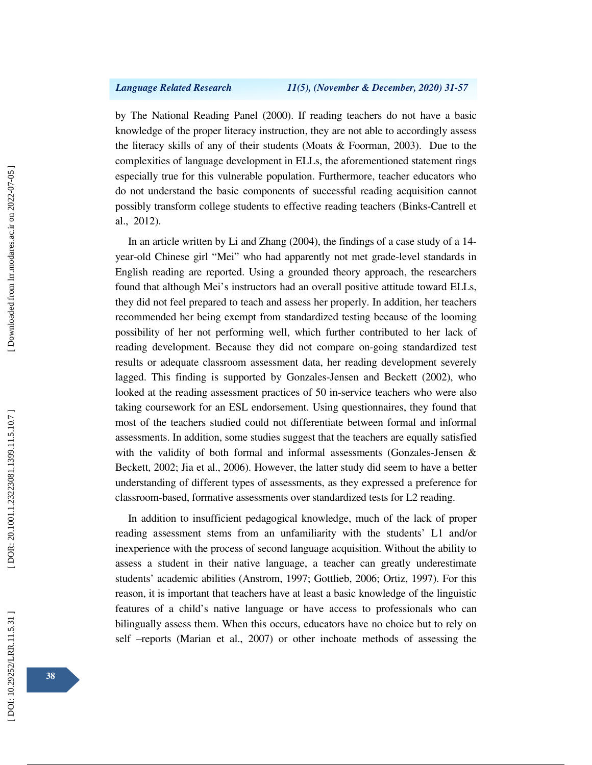by The National Reading Panel (2000). If reading teachers do not have a basic knowledge of the proper literacy instruction, they are not able to accordingly assess the literacy skills of any of their students (Moats & Foorman, 2003). Due to the complexities of language development in ELLs, the aforementioned statement rings especially true for this vulnerable population. Furthermore, teacher educators who do not understand the basic components of successful reading acquisition cannot possibly transform college students to effective reading teachers (Binks-Cantrell et al., 2012).

In an article written by Li and Zhang (2004), the findings of a case study of a 14-year-old Chinese girl "Mei" who had apparently not met grade-level standards in English reading are reported. Using a grounded theory approach, the researchers found that although Mei's instructors had an overall positive attitude toward ELLs, they did not feel prepared to teach and assess her properly. In addition, her teachers recommended her being exempt from standardized testing because of the looming possibility of her not performing well, which further contributed to her lack of reading development. Because they did not compare on-going standardized test results or adequate classroom assessment data, her reading development severely lagged. This finding is supported by Gonzales-Jensen and Beckett (2002), who looked at the reading assessment practices of 50 in-service teachers who were also taking coursework for an ESL endorsement. Using questionnaires, they found that most of the teachers studied could not differentiate between formal and informal assessments. In addition, some studies suggest that the teachers are equally satisfied with the validity of both formal and informal assessments (Gonzales-Jensen & Beckett, 2002; Jia et al., 2006). However, the latter study did seem to have a better understanding of different types of assessments, as they expressed a preference for classroom-based, formative assessments over standardized tests for L2 reading.

In addition to insufficient pedagogical knowledge, much of the lack of proper reading assessment stems from an unfamiliarity with the students' L1 and/or inexperience with the process of second language acquisition. Without the ability to assess a student in their native language, a teacher can greatly underestimate students' academic abilities (Anstrom, 1997; Gottlieb, 2006; Ortiz, 1997). For this reason, it is important that teachers have at least a basic knowledge of the linguistic features of a child's native language or have access to professionals who can bilingually assess them. When this occurs, educators have no choice but to rely on self –reports (Marian et al., 2007) or other inchoate methods of assessing the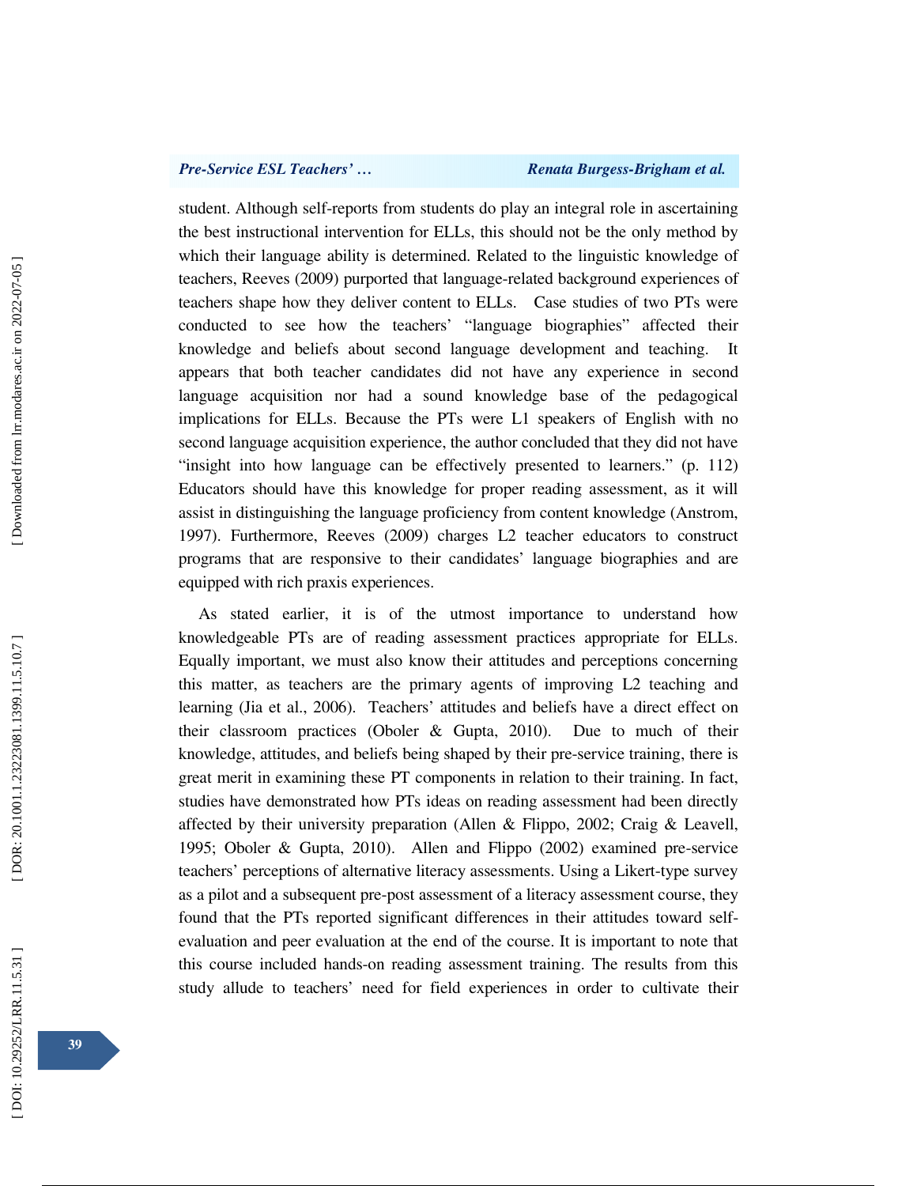student. Although self-reports from students do play an integral role in ascertaining the best instructional intervention for ELLs, this should not be the only method by which their language ability is determined. Related to the linguistic knowledge of teachers, Reeves (2009) purported that language-related background experiences of teachers shape how they deliver content to ELLs. Case studies of two PTs were conducted to see how the teachers' "language biographies" affected their knowledge and beliefs about second language development and teaching. It appears that both teacher candidates did not have any experience in second language acquisition nor had a sound knowledge base of the pedagogical implications for ELLs. Because the PTs were L1 speakers of English with no second language acquisition experience, the author concluded that they did not have "insight into how language can be effectively presented to learners." (p. 112) Educators should have this knowledge for proper reading assessment, as it will assist in distinguishing the language proficiency from content knowledge (Anstrom, 1997). Furthermore, Reeves (2009) charges L2 teacher educators to construct programs that are responsive to their candidates' language biographies and are equipped with rich praxis experiences.

As stated earlier, it is of the utmost importance to understand how knowledgeable PTs are of reading assessment practices appropriate for ELLs. Equally important, we must also know their attitudes and perceptions concerning this matter, as teachers are the primary agents of improving L2 teaching and learning (Jia et al., 2006). Teachers' attitudes and beliefs have a direct effect on their classroom practices (Oboler & Gupta, 2010). Due to much of their knowledge, attitudes, and beliefs being shaped by their pre-service training, there is great merit in examining these PT components in relation to their training. In fact, studies have demonstrated how PTs ideas on reading assessment had been directly affected by their university preparation (Allen & Flippo, 2002; Craig & Leavell, 1995; Oboler & Gupta, 2010). Allen and Flippo (2002) examined pre-service teachers' perceptions of alternative literacy assessments. Using a Likert-type survey as a pilot and a subsequent pre-post assessment of a literacy assessment course, they found that the PTs reported significant differences in their attitudes toward self-evaluation and peer evaluation at the end of the course. It is important to note that this course included hands-on reading assessment training. The results from this study allude to teachers' need for field experiences in order to cultivate their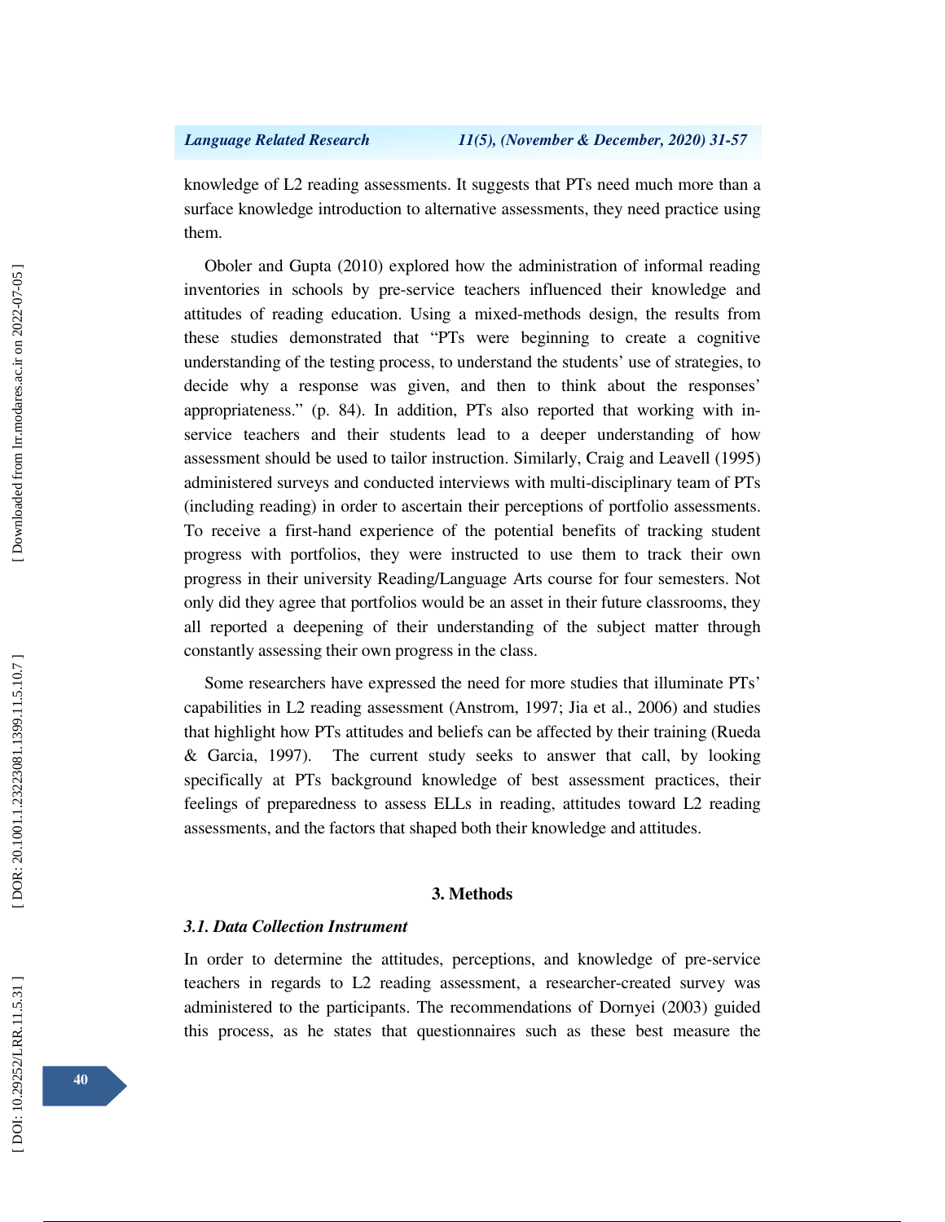knowledge of L2 reading assessments. It suggests that PTs need much more than a surface knowledge introduction to alternative assessments, they need practice using them.

Oboler and Gupta (2010) explored how the administration of informal reading inventories in schools by pre-service teachers influenced their knowledge and attitudes of reading education. Using a mixed-methods design, the results from these studies demonstrated that "PTs were beginning to create a cognitive understanding of the testing process, to understand the students' use of strategies, to decide why a response was given, and then to think about the responses' appropriateness." (p. 84). In addition, PTs also reported that working with in-service teachers and their students lead to a deeper understanding of how assessment should be used to tailor instruction. Similarly, Craig and Leavell (1995) administered surveys and conducted interviews with multi-disciplinary team of PTs (including reading) in order to ascertain their perceptions of portfolio assessments. To receive a first-hand experience of the potential benefits of tracking student progress with portfolios, they were instructed to use them to track their own progress in their university Reading/Language Arts course for four semesters. Not only did they agree that portfolios would be an asset in their future classrooms, they all reported a deepening of their understanding of the subject matter through constantly assessing their own progress in the class.

Some researchers have expressed the need for more studies that illuminate PTs' capabilities in L2 reading assessment (Anstrom, 1997; Jia et al., 2006) and studies that highlight how PTs attitudes and beliefs can be affected by their training (Rueda & Garcia, 1997). The current study seeks to answer that call, by looking specifically at PTs background knowledge of best assessment practices, their feelings of preparedness to assess ELLs in reading, attitudes toward L2 reading assessments, and the factors that shaped both their knowledge and attitudes.

## 3. Methods

### *3.1. Data Collection Instrument*

In order to determine the attitudes, perceptions, and knowledge of pre-service teachers in regards to L2 reading assessment, a researcher-created survey was administered to the participants. The recommendations of Dornyei (2003) guided this process, as he states that questionnaires such as these best measure the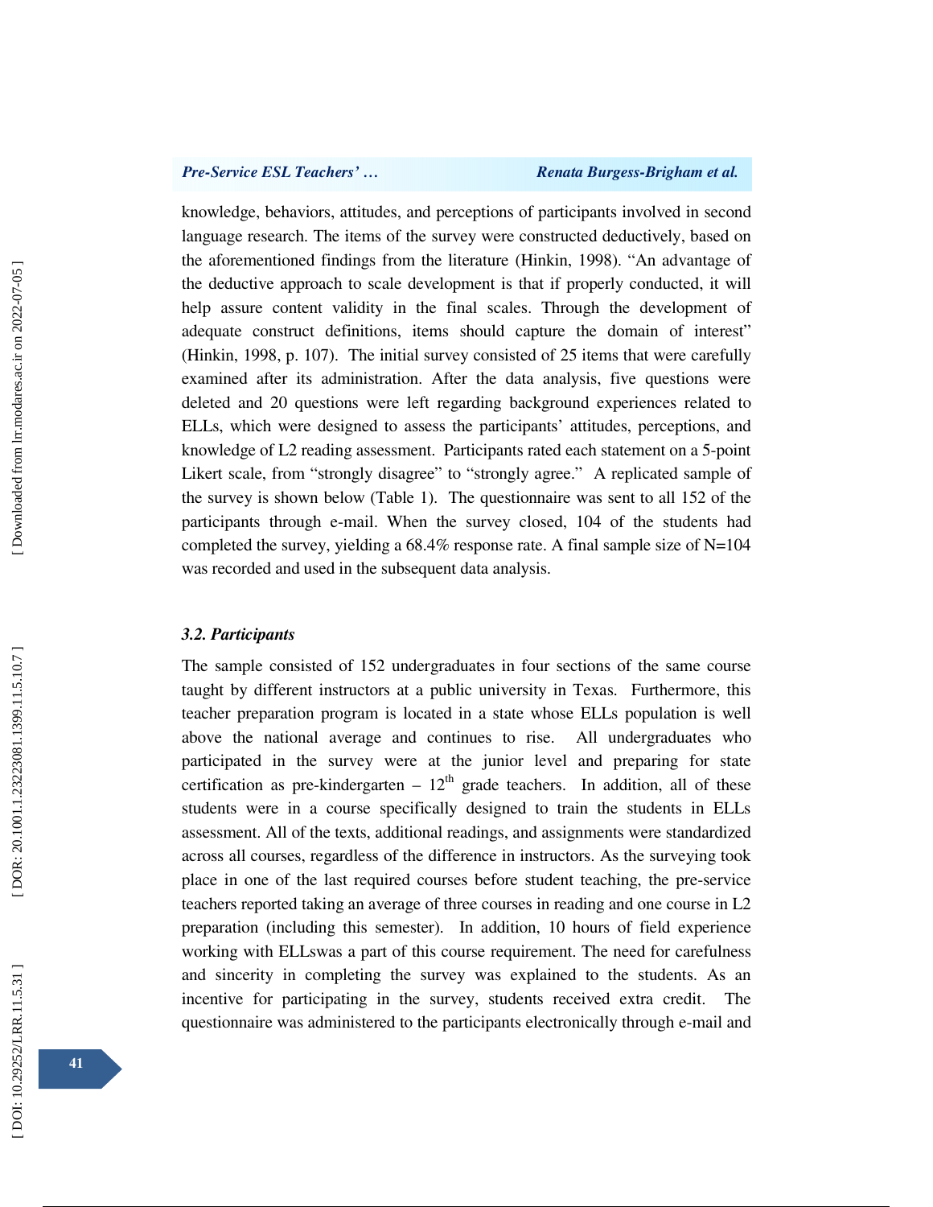knowledge, behaviors, attitudes, and perceptions of participants involved in second language research. The items of the survey were constructed deductively, based on the aforementioned findings from the literature (Hinkin, 1998). "An advantage of the deductive approach to scale development is that if properly conducted, it will help assure content validity in the final scales. Through the development of adequate construct definitions, items should capture the domain of interest" (Hinkin, 1998, p. 107). The initial survey consisted of 25 items that were carefully examined after its administration. After the data analysis, five questions were deleted and 20 questions were left regarding background experiences related to ELLs, which were designed to assess the participants' attitudes, perceptions, and knowledge of L2 reading assessment. Participants rated each statement on a 5-point Likert scale, from "strongly disagree" to "strongly agree." A replicated sample of the survey is shown below (Table 1). The questionnaire was sent to all 152 of the participants through e-mail. When the survey closed, 104 of the students had completed the survey, yielding a 68.4% response rate. A final sample size of N=104 was recorded and used in the subsequent data analysis.

### *3.2. Participants*

The sample consisted of 152 undergraduates in four sections of the same course taught by different instructors at a public university in Texas. Furthermore, this teacher preparation program is located in a state whose ELLs population is well above the national average and continues to rise. All undergraduates who participated in the survey were at the junior level and preparing for state certification as pre-kindergarten – 12th grade teachers. In addition, all of these students were in a course specifically designed to train the students in ELLs assessment. All of the texts, additional readings, and assignments were standardized across all courses, regardless of the difference in instructors. As the surveying took place in one of the last required courses before student teaching, the pre-service teachers reported taking an average of three courses in reading and one course in L2 preparation (including this semester). In addition, 10 hours of field experience working with ELLswas a part of this course requirement. The need for carefulness and sincerity in completing the survey was explained to the students. As an incentive for participating in the survey, students received extra credit. The questionnaire was administered to the participants electronically through e-mail and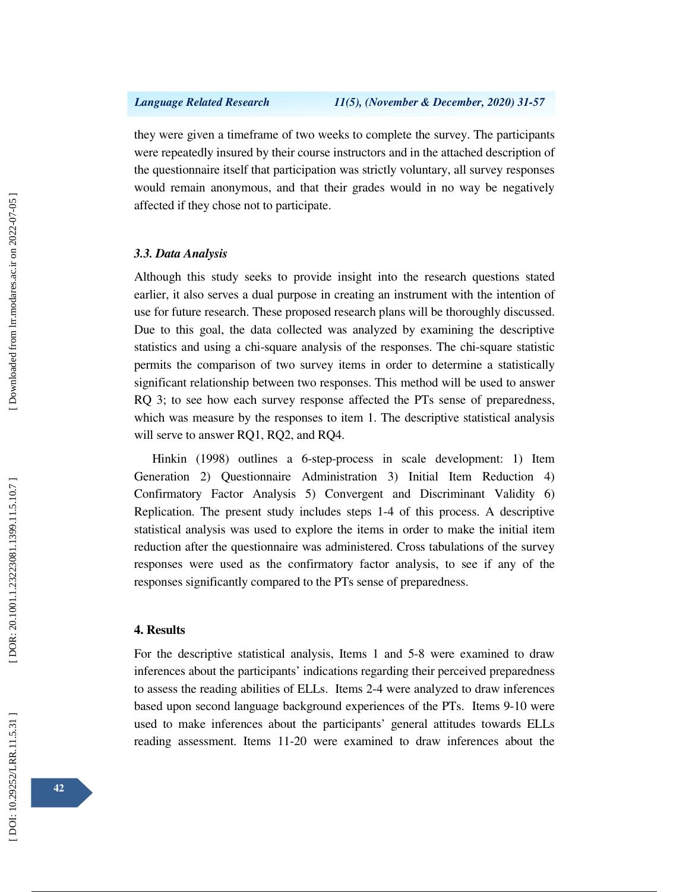they were given a timeframe of two weeks to complete the survey. The participants were repeatedly insured by their course instructors and in the attached description of the questionnaire itself that participation was strictly voluntary, all survey responses would remain anonymous, and that their grades would in no way be negatively affected if they chose not to participate.

### *3.3. Data Analysis*

Although this study seeks to provide insight into the research questions stated earlier, it also serves a dual purpose in creating an instrument with the intention of use for future research. These proposed research plans will be thoroughly discussed. Due to this goal, the data collected was analyzed by examining the descriptive statistics and using a chi-square analysis of the responses. The chi-square statistic permits the comparison of two survey items in order to determine a statistically significant relationship between two responses. This method will be used to answer RQ 3; to see how each survey response affected the PTs sense of preparedness, which was measure by the responses to item 1. The descriptive statistical analysis will serve to answer RQ1, RQ2, and RQ4.

Hinkin (1998) outlines a 6-step-process in scale development: 1) Item Generation 2) Questionnaire Administration 3) Initial Item Reduction 4) Confirmatory Factor Analysis 5) Convergent and Discriminant Validity 6) Replication. The present study includes steps 1-4 of this process. A descriptive statistical analysis was used to explore the items in order to make the initial item reduction after the questionnaire was administered. Cross tabulations of the survey responses were used as the confirmatory factor analysis, to see if any of the responses significantly compared to the PTs sense of preparedness.

## 4. Results

For the descriptive statistical analysis, Items 1 and 5-8 were examined to draw inferences about the participants' indications regarding their perceived preparedness to assess the reading abilities of ELLs. Items 2-4 were analyzed to draw inferences based upon second language background experiences of the PTs. Items 9-10 were used to make inferences about the participants' general attitudes towards ELLs reading assessment. Items 11-20 were examined to draw inferences about the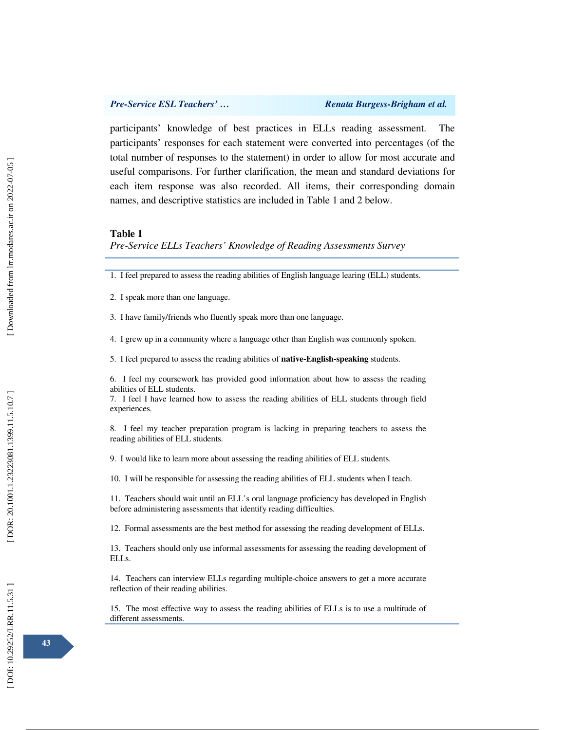participants' knowledge of best practices in ELLs reading assessment. The participants' responses for each statement were converted into percentages (of the total number of responses to the statement) in order to allow for most accurate and useful comparisons. For further clarification, the mean and standard deviations for each item response was also recorded. All items, their corresponding domain names, and descriptive statistics are included in Table 1 and 2 below.

**Table 1**

*Pre-Service ELLs Teachers' Knowledge of Reading Assessments Survey*

1. I feel prepared to assess the reading abilities of English language learing (ELL) students.
2. I speak more than one language.
3. I have family/friends who fluently speak more than one language.
4. I grew up in a community where a language other than English was commonly spoken.
5. I feel prepared to assess the reading abilities of **native-English-speaking** students.
6. I feel my coursework has provided good information about how to assess the reading abilities of ELL students.
7. I feel I have learned how to assess the reading abilities of ELL students through field experiences.
8. I feel my teacher preparation program is lacking in preparing teachers to assess the reading abilities of ELL students.
9. I would like to learn more about assessing the reading abilities of ELL students.
10. I will be responsible for assessing the reading abilities of ELL students when I teach.
11. Teachers should wait until an ELL's oral language proficiency has developed in English before administering assessments that identify reading difficulties.
12. Formal assessments are the best method for assessing the reading development of ELLs.
13. Teachers should only use informal assessments for assessing the reading development of ELLs.
14. Teachers can interview ELLs regarding multiple-choice answers to get a more accurate reflection of their reading abilities.
15. The most effective way to assess the reading abilities of ELLs is to use a multitude of different assessments.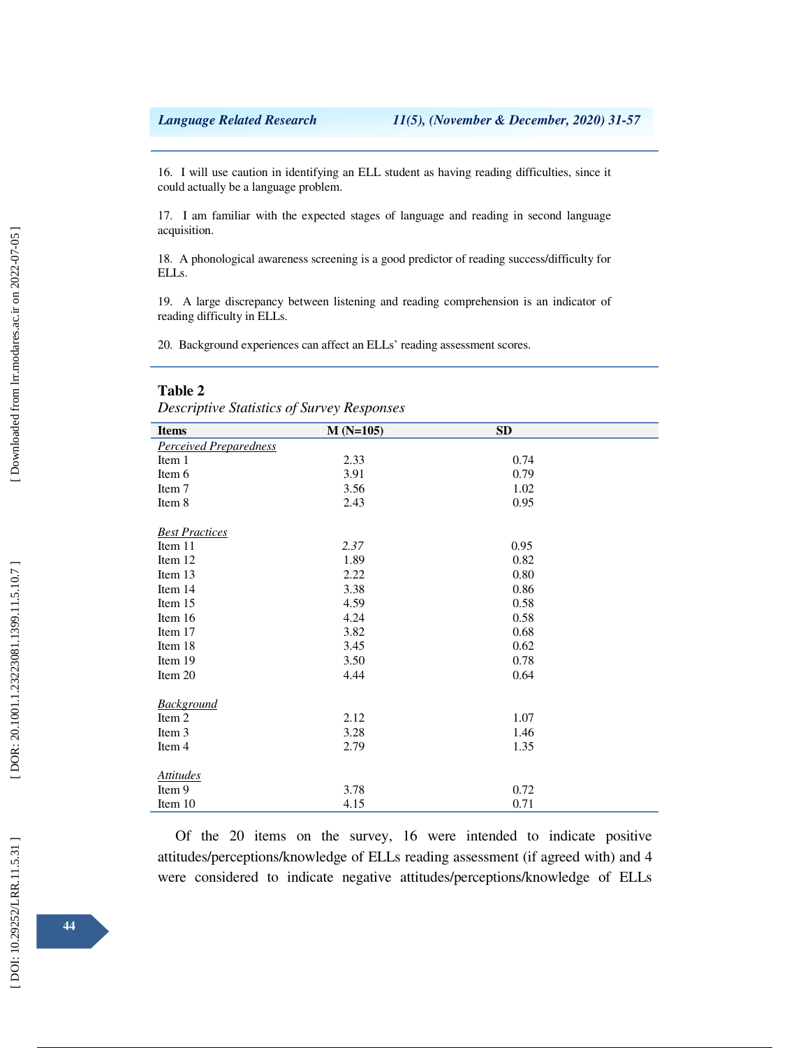16. I will use caution in identifying an ELL student as having reading difficulties, since it could actually be a language problem.

17. I am familiar with the expected stages of language and reading in second language acquisition.

18. A phonological awareness screening is a good predictor of reading success/difficulty for ELLs.

19. A large discrepancy between listening and reading comprehension is an indicator of reading difficulty in ELLs.

20. Background experiences can affect an ELLs' reading assessment scores.

**Table 2**

*Descriptive Statistics of Survey Responses*

| Items | M (N=105) | SD |
|---|---|---|
| *Perceived Preparedness* | | |
| Item 1 | 2.33 | 0.74 |
| Item 6 | 3.91 | 0.79 |
| Item 7 | 3.56 | 1.02 |
| Item 8 | 2.43 | 0.95 |
| *Best Practices* | | |
| Item 11 | *2.37* | 0.95 |
| Item 12 | 1.89 | 0.82 |
| Item 13 | 2.22 | 0.80 |
| Item 14 | 3.38 | 0.86 |
| Item 15 | 4.59 | 0.58 |
| Item 16 | 4.24 | 0.58 |
| Item 17 | 3.82 | 0.68 |
| Item 18 | 3.45 | 0.62 |
| Item 19 | 3.50 | 0.78 |
| Item 20 | 4.44 | 0.64 |
| *Background* | | |
| Item 2 | 2.12 | 1.07 |
| Item 3 | 3.28 | 1.46 |
| Item 4 | 2.79 | 1.35 |
| *Attitudes* | | |
| Item 9 | 3.78 | 0.72 |
| Item 10 | 4.15 | 0.71 |

Of the 20 items on the survey, 16 were intended to indicate positive attitudes/perceptions/knowledge of ELLs reading assessment (if agreed with) and 4 were considered to indicate negative attitudes/perceptions/knowledge of ELLs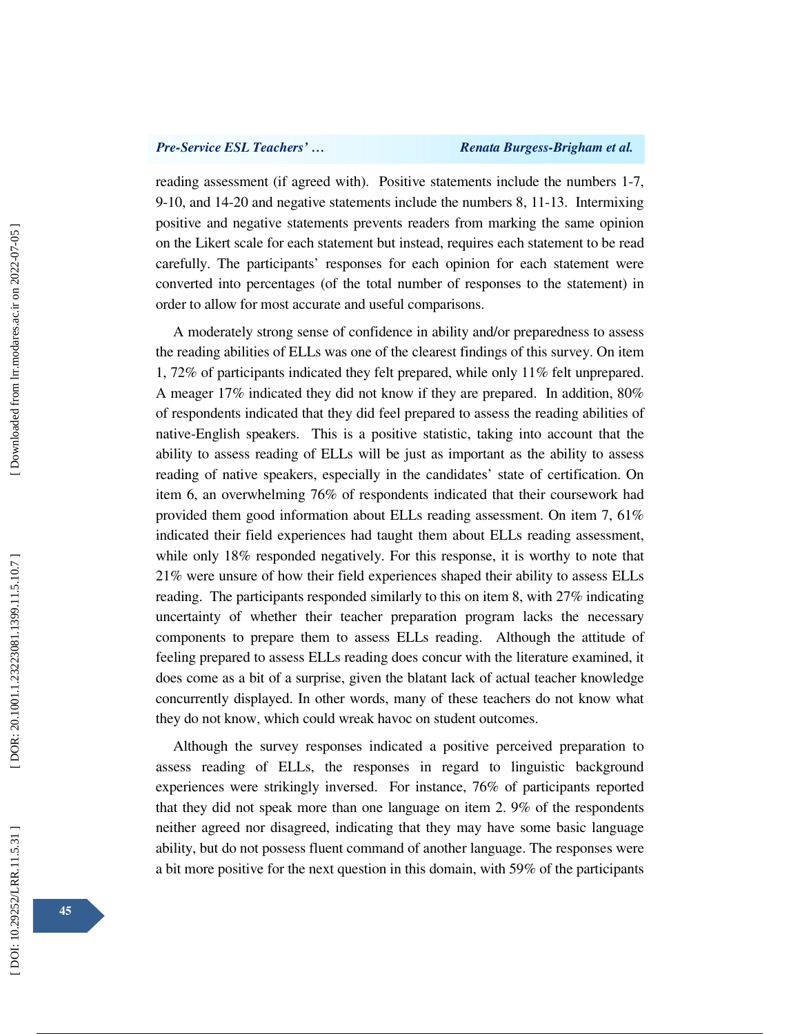reading assessment (if agreed with). Positive statements include the numbers 1-7, 9-10, and 14-20 and negative statements include the numbers 8, 11-13. Intermixing positive and negative statements prevents readers from marking the same opinion on the Likert scale for each statement but instead, requires each statement to be read carefully. The participants' responses for each opinion for each statement were converted into percentages (of the total number of responses to the statement) in order to allow for most accurate and useful comparisons.

A moderately strong sense of confidence in ability and/or preparedness to assess the reading abilities of ELLs was one of the clearest findings of this survey. On item 1, 72% of participants indicated they felt prepared, while only 11% felt unprepared. A meager 17% indicated they did not know if they are prepared. In addition, 80% of respondents indicated that they did feel prepared to assess the reading abilities of native-English speakers. This is a positive statistic, taking into account that the ability to assess reading of ELLs will be just as important as the ability to assess reading of native speakers, especially in the candidates' state of certification. On item 6, an overwhelming 76% of respondents indicated that their coursework had provided them good information about ELLs reading assessment. On item 7, 61% indicated their field experiences had taught them about ELLs reading assessment, while only 18% responded negatively. For this response, it is worthy to note that 21% were unsure of how their field experiences shaped their ability to assess ELLs reading. The participants responded similarly to this on item 8, with 27% indicating uncertainty of whether their teacher preparation program lacks the necessary components to prepare them to assess ELLs reading. Although the attitude of feeling prepared to assess ELLs reading does concur with the literature examined, it does come as a bit of a surprise, given the blatant lack of actual teacher knowledge concurrently displayed. In other words, many of these teachers do not know what they do not know, which could wreak havoc on student outcomes.

Although the survey responses indicated a positive perceived preparation to assess reading of ELLs, the responses in regard to linguistic background experiences were strikingly inversed. For instance, 76% of participants reported that they did not speak more than one language on item 2. 9% of the respondents neither agreed nor disagreed, indicating that they may have some basic language ability, but do not possess fluent command of another language. The responses were a bit more positive for the next question in this domain, with 59% of the participants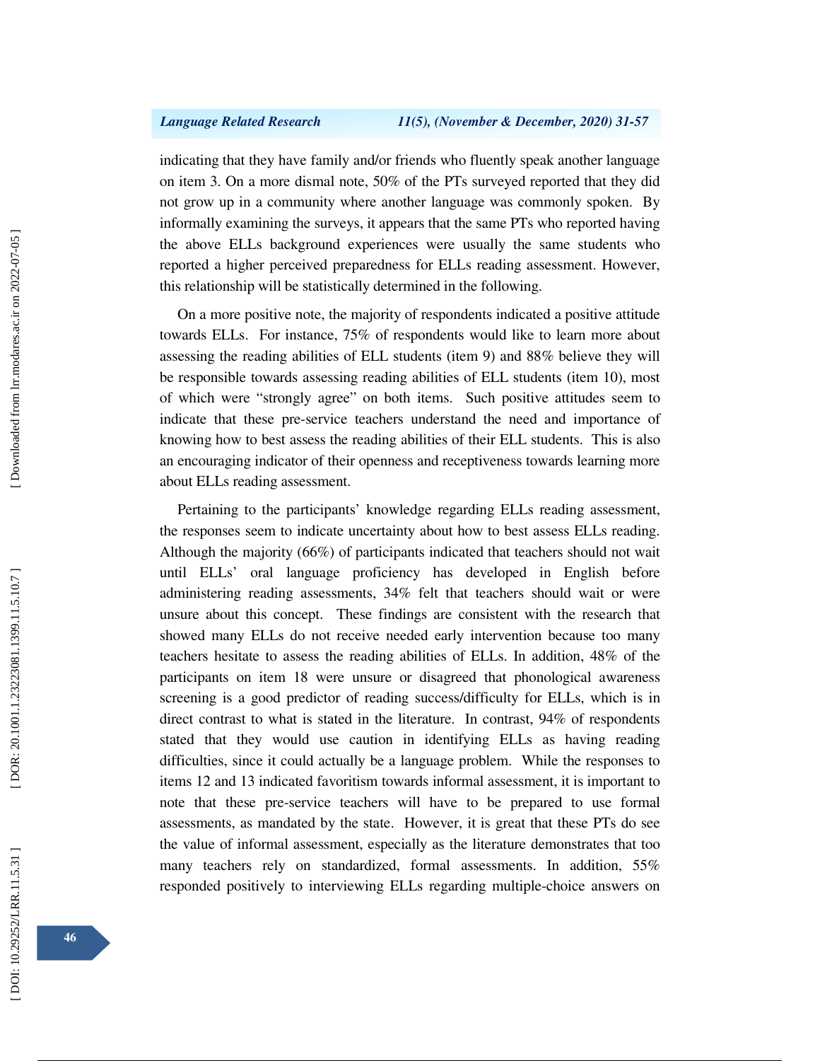indicating that they have family and/or friends who fluently speak another language on item 3. On a more dismal note, 50% of the PTs surveyed reported that they did not grow up in a community where another language was commonly spoken. By informally examining the surveys, it appears that the same PTs who reported having the above ELLs background experiences were usually the same students who reported a higher perceived preparedness for ELLs reading assessment. However, this relationship will be statistically determined in the following.

On a more positive note, the majority of respondents indicated a positive attitude towards ELLs. For instance, 75% of respondents would like to learn more about assessing the reading abilities of ELL students (item 9) and 88% believe they will be responsible towards assessing reading abilities of ELL students (item 10), most of which were "strongly agree" on both items. Such positive attitudes seem to indicate that these pre-service teachers understand the need and importance of knowing how to best assess the reading abilities of their ELL students. This is also an encouraging indicator of their openness and receptiveness towards learning more about ELLs reading assessment.

Pertaining to the participants' knowledge regarding ELLs reading assessment, the responses seem to indicate uncertainty about how to best assess ELLs reading. Although the majority (66%) of participants indicated that teachers should not wait until ELLs' oral language proficiency has developed in English before administering reading assessments, 34% felt that teachers should wait or were unsure about this concept. These findings are consistent with the research that showed many ELLs do not receive needed early intervention because too many teachers hesitate to assess the reading abilities of ELLs. In addition, 48% of the participants on item 18 were unsure or disagreed that phonological awareness screening is a good predictor of reading success/difficulty for ELLs, which is in direct contrast to what is stated in the literature. In contrast, 94% of respondents stated that they would use caution in identifying ELLs as having reading difficulties, since it could actually be a language problem. While the responses to items 12 and 13 indicated favoritism towards informal assessment, it is important to note that these pre-service teachers will have to be prepared to use formal assessments, as mandated by the state. However, it is great that these PTs do see the value of informal assessment, especially as the literature demonstrates that too many teachers rely on standardized, formal assessments. In addition, 55% responded positively to interviewing ELLs regarding multiple-choice answers on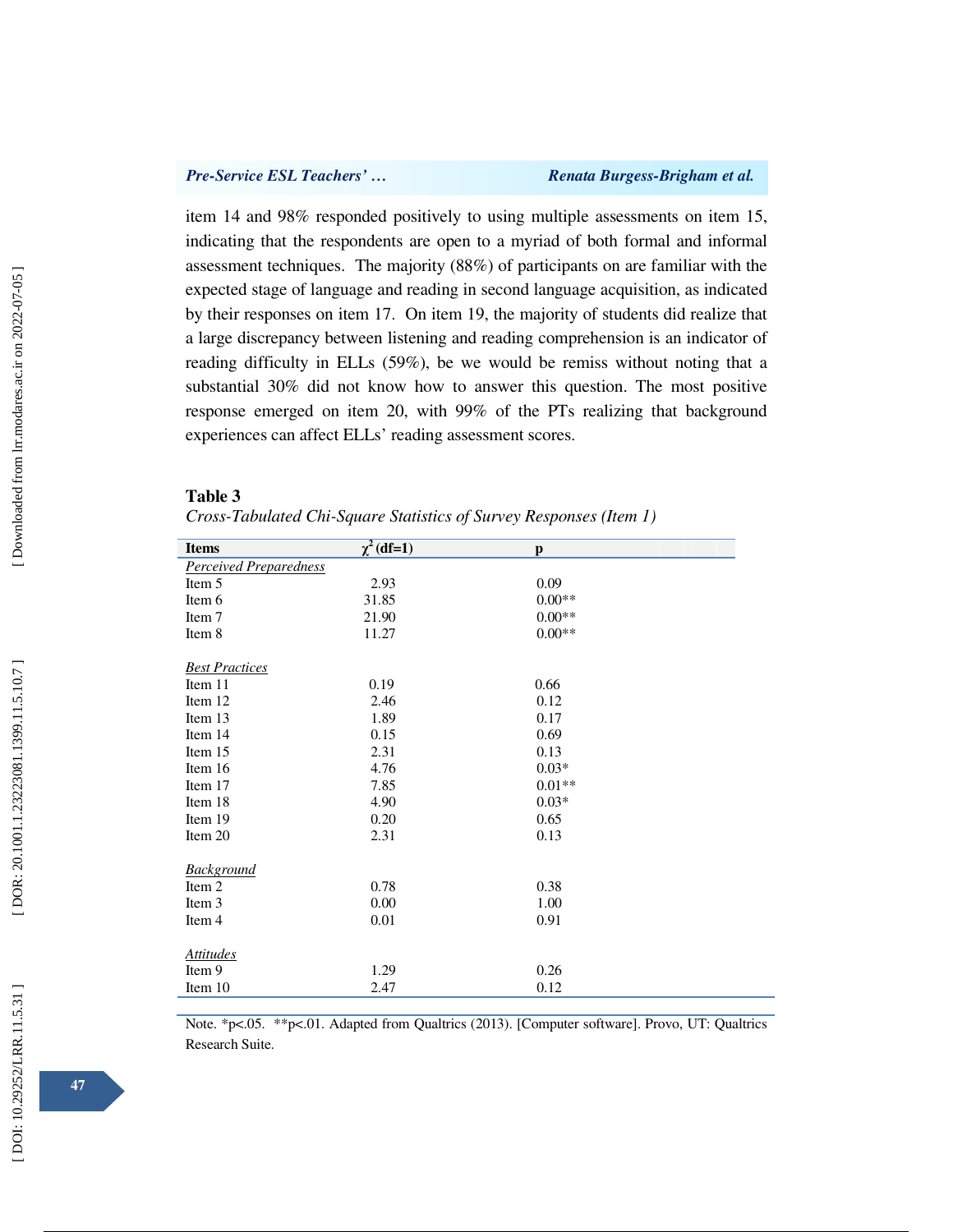item 14 and 98% responded positively to using multiple assessments on item 15, indicating that the respondents are open to a myriad of both formal and informal assessment techniques. The majority (88%) of participants on are familiar with the expected stage of language and reading in second language acquisition, as indicated by their responses on item 17. On item 19, the majority of students did realize that a large discrepancy between listening and reading comprehension is an indicator of reading difficulty in ELLs (59%), be we would be remiss without noting that a substantial 30% did not know how to answer this question. The most positive response emerged on item 20, with 99% of the PTs realizing that background experiences can affect ELLs' reading assessment scores.

**Table 3**

*Cross-Tabulated Chi-Square Statistics of Survey Responses (Item 1)*

| Items | $\chi^2$ (df=1) | p |
|---|---|---|
| *Perceived Preparedness* | | |
| Item 5 | 2.93 | 0.09 |
| Item 6 | 31.85 | 0.00** |
| Item 7 | 21.90 | 0.00** |
| Item 8 | 11.27 | 0.00** |
| *Best Practices* | | |
| Item 11 | 0.19 | 0.66 |
| Item 12 | 2.46 | 0.12 |
| Item 13 | 1.89 | 0.17 |
| Item 14 | 0.15 | 0.69 |
| Item 15 | 2.31 | 0.13 |
| Item 16 | 4.76 | 0.03* |
| Item 17 | 7.85 | 0.01** |
| Item 18 | 4.90 | 0.03* |
| Item 19 | 0.20 | 0.65 |
| Item 20 | 2.31 | 0.13 |
| *Background* | | |
| Item 2 | 0.78 | 0.38 |
| Item 3 | 0.00 | 1.00 |
| Item 4 | 0.01 | 0.91 |
| *Attitudes* | | |
| Item 9 | 1.29 | 0.26 |
| Item 10 | 2.47 | 0.12 |

Note. *p<.05. **p<.01. Adapted from Qualtrics (2013). [Computer software]. Provo, UT: Qualtrics Research Suite.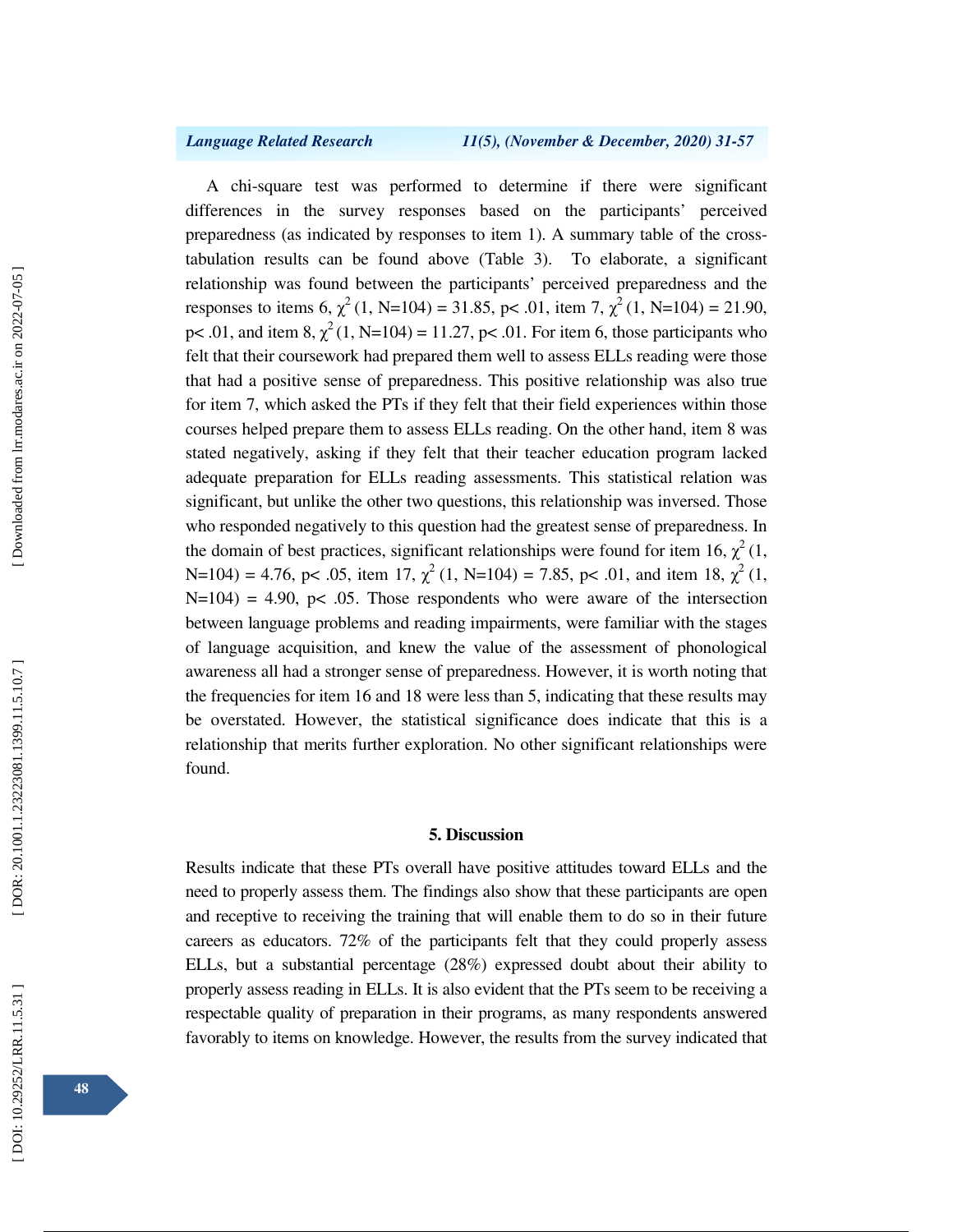A chi-square test was performed to determine if there were significant differences in the survey responses based on the participants' perceived preparedness (as indicated by responses to item 1). A summary table of the cross-tabulation results can be found above (Table 3). To elaborate, a significant relationship was found between the participants' perceived preparedness and the responses to items 6, $\chi^2$ (1, N=104) = 31.85, p< .01, item 7, $\chi^2$ (1, N=104) = 21.90, p< .01, and item 8, $\chi^2$ (1, N=104) = 11.27, p< .01. For item 6, those participants who felt that their coursework had prepared them well to assess ELLs reading were those that had a positive sense of preparedness. This positive relationship was also true for item 7, which asked the PTs if they felt that their field experiences within those courses helped prepare them to assess ELLs reading. On the other hand, item 8 was stated negatively, asking if they felt that their teacher education program lacked adequate preparation for ELLs reading assessments. This statistical relation was significant, but unlike the other two questions, this relationship was inversed. Those who responded negatively to this question had the greatest sense of preparedness. In the domain of best practices, significant relationships were found for item 16, $\chi^2$ (1, N=104) = 4.76, p< .05, item 17, $\chi^2$ (1, N=104) = 7.85, p< .01, and item 18, $\chi^2$ (1, N=104) = 4.90, p< .05. Those respondents who were aware of the intersection between language problems and reading impairments, were familiar with the stages of language acquisition, and knew the value of the assessment of phonological awareness all had a stronger sense of preparedness. However, it is worth noting that the frequencies for item 16 and 18 were less than 5, indicating that these results may be overstated. However, the statistical significance does indicate that this is a relationship that merits further exploration. No other significant relationships were found.

## 5. Discussion

Results indicate that these PTs overall have positive attitudes toward ELLs and the need to properly assess them. The findings also show that these participants are open and receptive to receiving the training that will enable them to do so in their future careers as educators. 72% of the participants felt that they could properly assess ELLs, but a substantial percentage (28%) expressed doubt about their ability to properly assess reading in ELLs. It is also evident that the PTs seem to be receiving a respectable quality of preparation in their programs, as many respondents answered favorably to items on knowledge. However, the results from the survey indicated that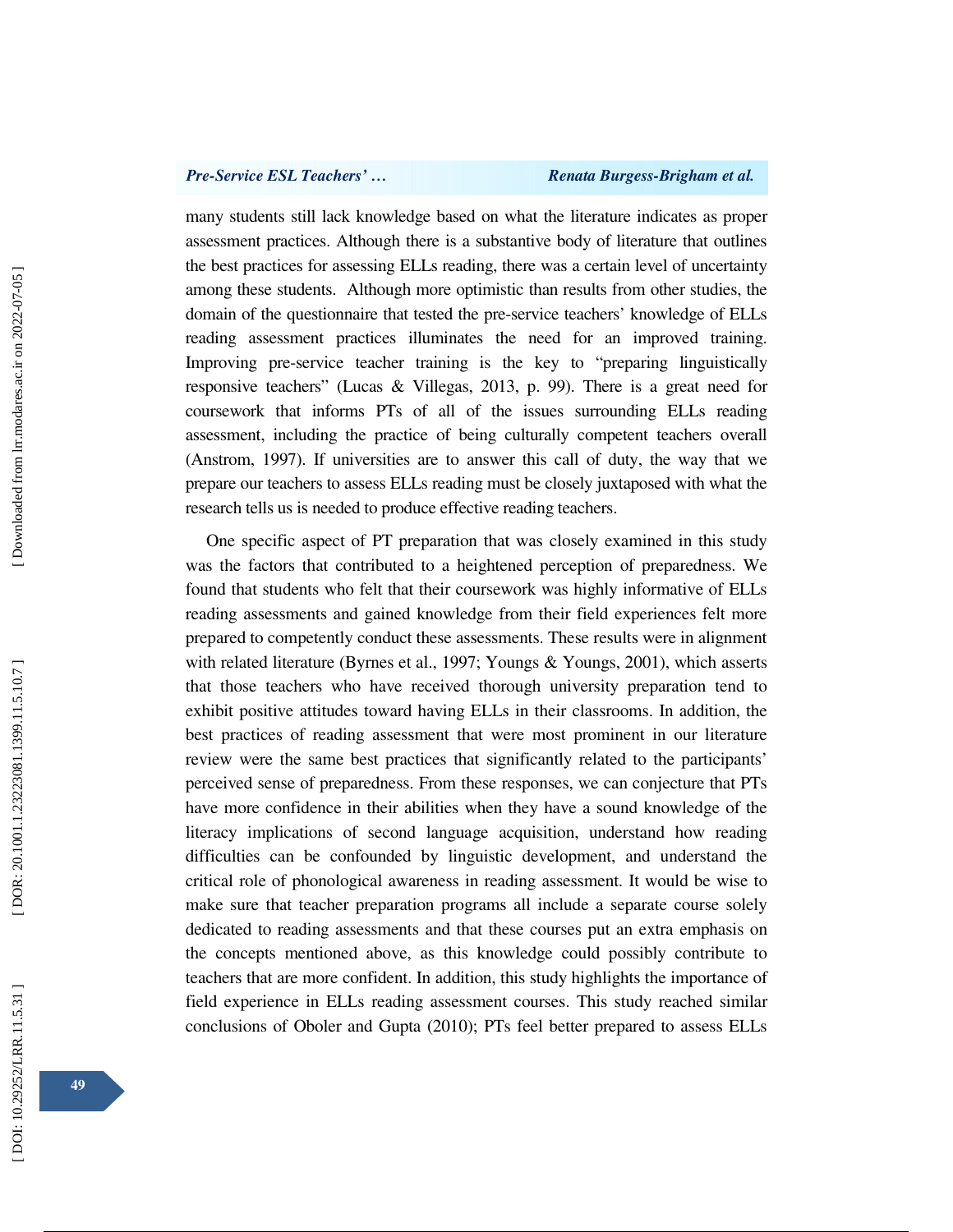many students still lack knowledge based on what the literature indicates as proper assessment practices. Although there is a substantive body of literature that outlines the best practices for assessing ELLs reading, there was a certain level of uncertainty among these students.  Although more optimistic than results from other studies, the domain of the questionnaire that tested the pre-service teachers' knowledge of ELLs reading assessment practices illuminates the need for an improved training. Improving pre-service teacher training is the key to "preparing linguistically responsive teachers" (Lucas & Villegas, 2013, p. 99). There is a great need for coursework that informs PTs of all of the issues surrounding ELLs reading assessment, including the practice of being culturally competent teachers overall (Anstrom, 1997). If universities are to answer this call of duty, the way that we prepare our teachers to assess ELLs reading must be closely juxtaposed with what the research tells us is needed to produce effective reading teachers.

One specific aspect of PT preparation that was closely examined in this study was the factors that contributed to a heightened perception of preparedness. We found that students who felt that their coursework was highly informative of ELLs reading assessments and gained knowledge from their field experiences felt more prepared to competently conduct these assessments. These results were in alignment with related literature (Byrnes et al., 1997; Youngs & Youngs, 2001), which asserts that those teachers who have received thorough university preparation tend to exhibit positive attitudes toward having ELLs in their classrooms. In addition, the best practices of reading assessment that were most prominent in our literature review were the same best practices that significantly related to the participants' perceived sense of preparedness. From these responses, we can conjecture that PTs have more confidence in their abilities when they have a sound knowledge of the literacy implications of second language acquisition, understand how reading difficulties can be confounded by linguistic development, and understand the critical role of phonological awareness in reading assessment. It would be wise to make sure that teacher preparation programs all include a separate course solely dedicated to reading assessments and that these courses put an extra emphasis on the concepts mentioned above, as this knowledge could possibly contribute to teachers that are more confident. In addition, this study highlights the importance of field experience in ELLs reading assessment courses. This study reached similar conclusions of Oboler and Gupta (2010); PTs feel better prepared to assess ELLs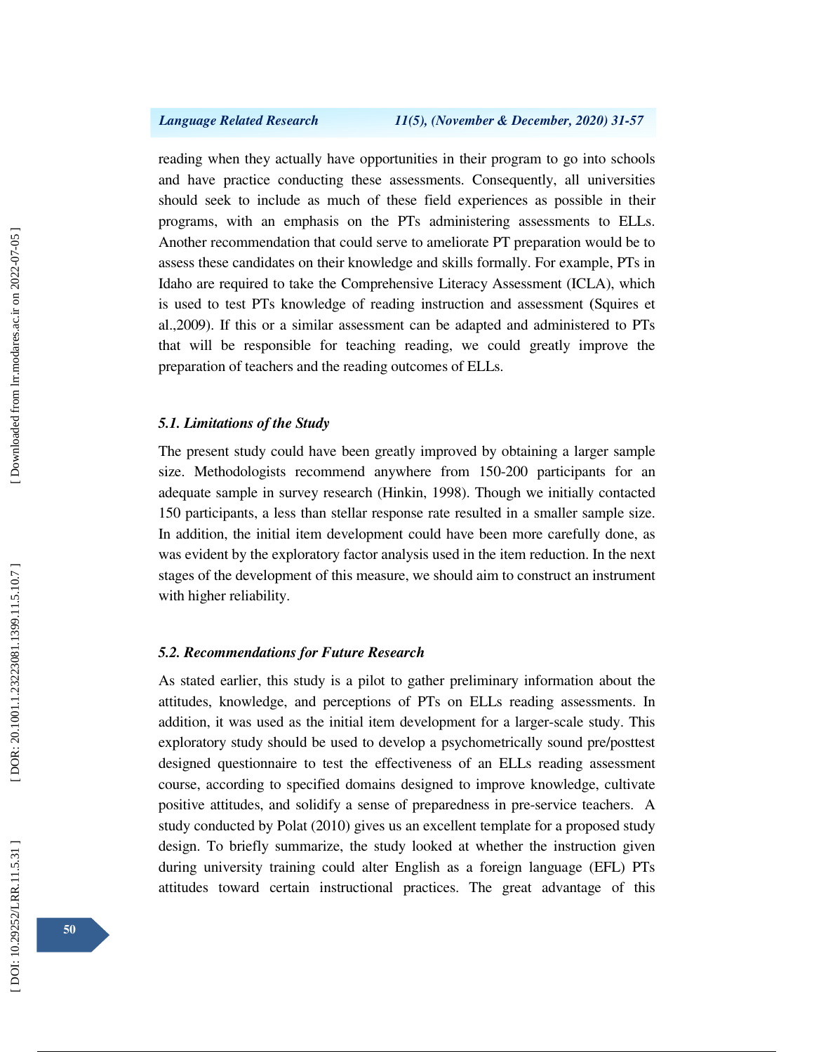reading when they actually have opportunities in their program to go into schools and have practice conducting these assessments. Consequently, all universities should seek to include as much of these field experiences as possible in their programs, with an emphasis on the PTs administering assessments to ELLs. Another recommendation that could serve to ameliorate PT preparation would be to assess these candidates on their knowledge and skills formally. For example, PTs in Idaho are required to take the Comprehensive Literacy Assessment (ICLA), which is used to test PTs knowledge of reading instruction and assessment (Squires et al.,2009). If this or a similar assessment can be adapted and administered to PTs that will be responsible for teaching reading, we could greatly improve the preparation of teachers and the reading outcomes of ELLs.

### *5.1. Limitations of the Study*

The present study could have been greatly improved by obtaining a larger sample size. Methodologists recommend anywhere from 150-200 participants for an adequate sample in survey research (Hinkin, 1998). Though we initially contacted 150 participants, a less than stellar response rate resulted in a smaller sample size. In addition, the initial item development could have been more carefully done, as was evident by the exploratory factor analysis used in the item reduction. In the next stages of the development of this measure, we should aim to construct an instrument with higher reliability.

### *5.2. Recommendations for Future Research*

As stated earlier, this study is a pilot to gather preliminary information about the attitudes, knowledge, and perceptions of PTs on ELLs reading assessments. In addition, it was used as the initial item development for a larger-scale study. This exploratory study should be used to develop a psychometrically sound pre/posttest designed questionnaire to test the effectiveness of an ELLs reading assessment course, according to specified domains designed to improve knowledge, cultivate positive attitudes, and solidify a sense of preparedness in pre-service teachers. A study conducted by Polat (2010) gives us an excellent template for a proposed study design. To briefly summarize, the study looked at whether the instruction given during university training could alter English as a foreign language (EFL) PTs attitudes toward certain instructional practices. The great advantage of this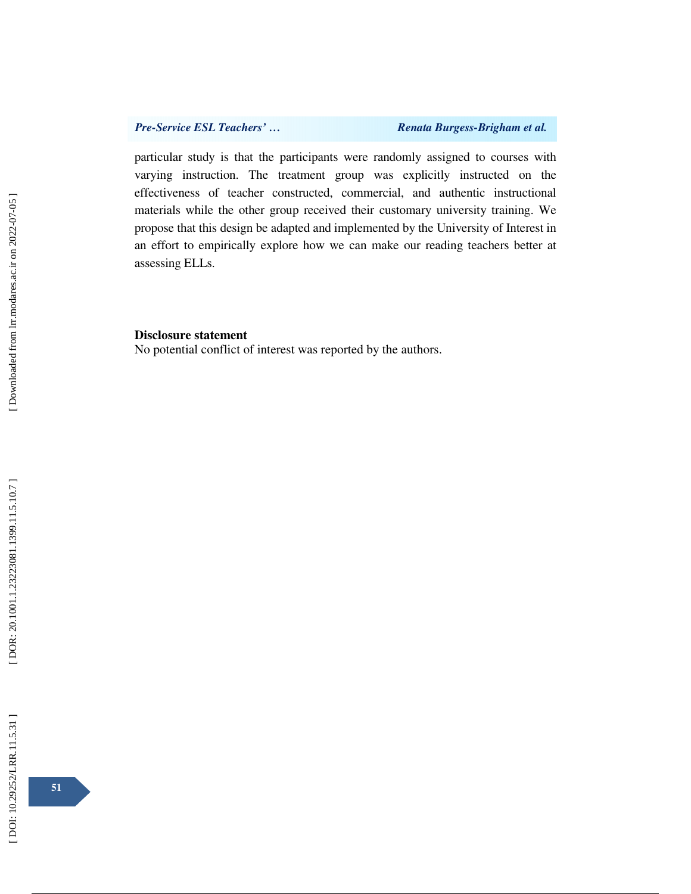particular study is that the participants were randomly assigned to courses with varying instruction. The treatment group was explicitly instructed on the effectiveness of teacher constructed, commercial, and authentic instructional materials while the other group received their customary university training. We propose that this design be adapted and implemented by the University of Interest in an effort to empirically explore how we can make our reading teachers better at assessing ELLs.

**Disclosure statement**

No potential conflict of interest was reported by the authors.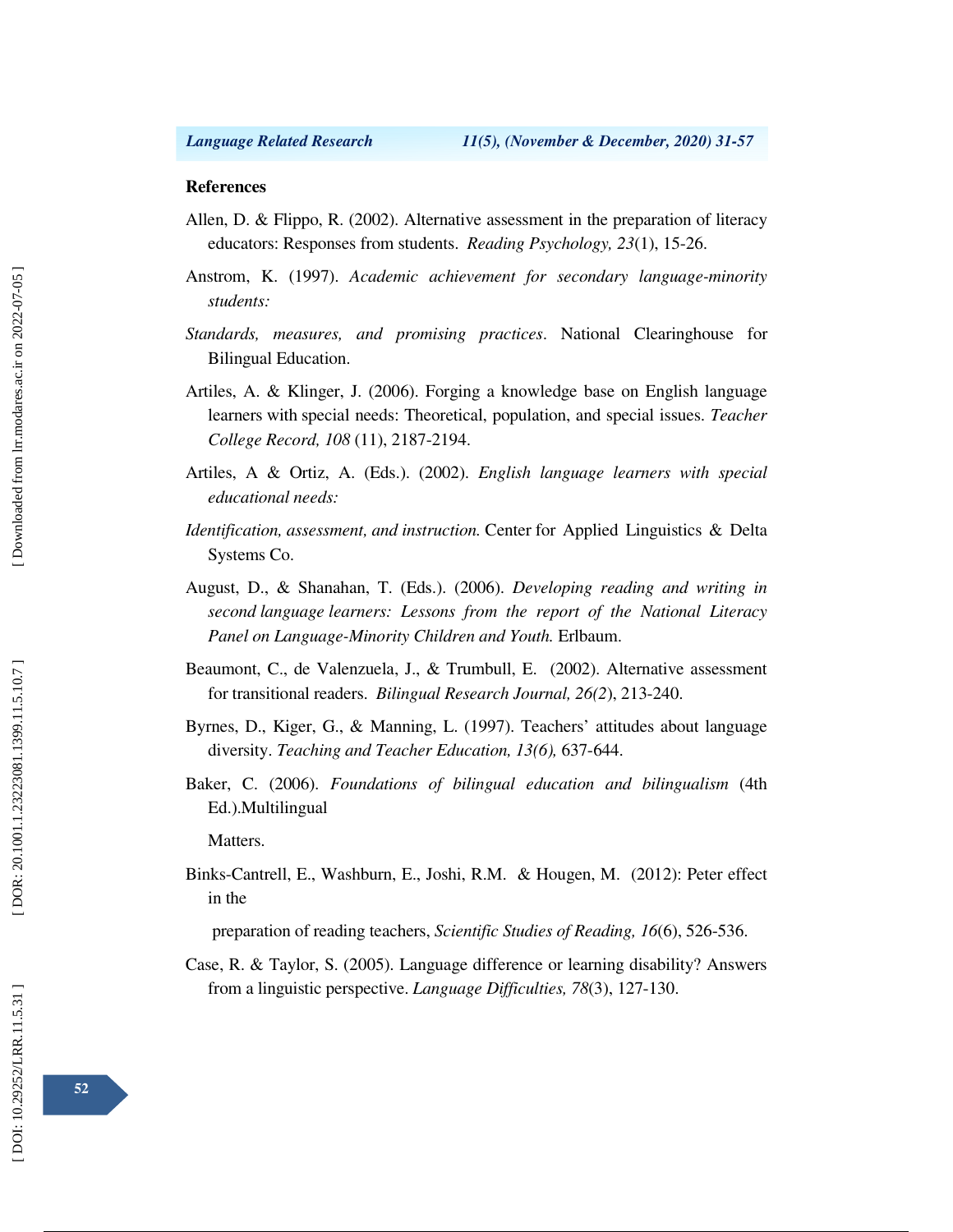**References**

Allen, D. & Flippo, R. (2002). Alternative assessment in the preparation of literacy educators: Responses from students. *Reading Psychology, 23*(1), 15-26.

Anstrom, K. (1997). *Academic achievement for secondary language-minority students:*

*Standards, measures, and promising practices*. National Clearinghouse for Bilingual Education.

Artiles, A. & Klinger, J. (2006). Forging a knowledge base on English language learners with special needs: Theoretical, population, and special issues. *Teacher College Record, 108* (11), 2187-2194.

Artiles, A & Ortiz, A. (Eds.). (2002). *English language learners with special educational needs:*

*Identification, assessment, and instruction.* Center for Applied Linguistics & Delta Systems Co.

August, D., & Shanahan, T. (Eds.). (2006). *Developing reading and writing in second language learners: Lessons from the report of the National Literacy Panel on Language-Minority Children and Youth.* Erlbaum.

Beaumont, C., de Valenzuela, J., & Trumbull, E. (2002). Alternative assessment for transitional readers. *Bilingual Research Journal, 26(2*), 213-240.

Byrnes, D., Kiger, G., & Manning, L. (1997). Teachers' attitudes about language diversity. *Teaching and Teacher Education, 13(6),* 637-644.

Baker, C. (2006). *Foundations of bilingual education and bilingualism* (4th Ed.).Multilingual

Matters.

Binks-Cantrell, E., Washburn, E., Joshi, R.M. & Hougen, M. (2012): Peter effect in the

preparation of reading teachers, *Scientific Studies of Reading, 16*(6), 526-536.

Case, R. & Taylor, S. (2005). Language difference or learning disability? Answers from a linguistic perspective. *Language Difficulties, 78*(3), 127-130.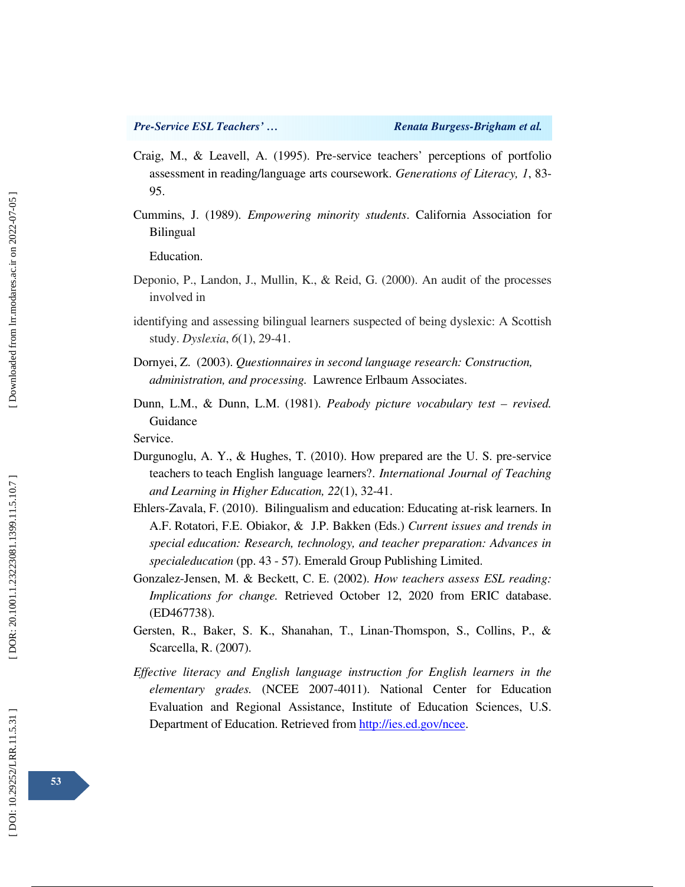Craig, M., & Leavell, A. (1995). Pre-service teachers' perceptions of portfolio assessment in reading/language arts coursework. *Generations of Literacy, 1*, 83-95.

Cummins, J. (1989). *Empowering minority students*. California Association for Bilingual

Education.

Deponio, P., Landon, J., Mullin, K., & Reid, G. (2000). An audit of the processes involved in

identifying and assessing bilingual learners suspected of being dyslexic: A Scottish study. *Dyslexia*, *6*(1), 29-41.

Dornyei, Z. (2003). *Questionnaires in second language research: Construction, administration, and processing.* Lawrence Erlbaum Associates.

Dunn, L.M., & Dunn, L.M. (1981). *Peabody picture vocabulary test – revised.* Guidance

Service.

Durgunoglu, A. Y., & Hughes, T. (2010). How prepared are the U. S. pre-service teachers to teach English language learners?. *International Journal of Teaching and Learning in Higher Education, 22*(1), 32-41.

Ehlers-Zavala, F. (2010). Bilingualism and education: Educating at-risk learners. In A.F. Rotatori, F.E. Obiakor, & J.P. Bakken (Eds.) *Current issues and trends in special education: Research, technology, and teacher preparation: Advances in specialeducation* (pp. 43 - 57). Emerald Group Publishing Limited.

Gonzalez-Jensen, M. & Beckett, C. E. (2002). *How teachers assess ESL reading: Implications for change.* Retrieved October 12, 2020 from ERIC database. (ED467738).

Gersten, R., Baker, S. K., Shanahan, T., Linan-Thomspon, S., Collins, P., & Scarcella, R. (2007).

*Effective literacy and English language instruction for English learners in the elementary grades.* (NCEE 2007-4011). National Center for Education Evaluation and Regional Assistance, Institute of Education Sciences, U.S. Department of Education. Retrieved from http://ies.ed.gov/ncee.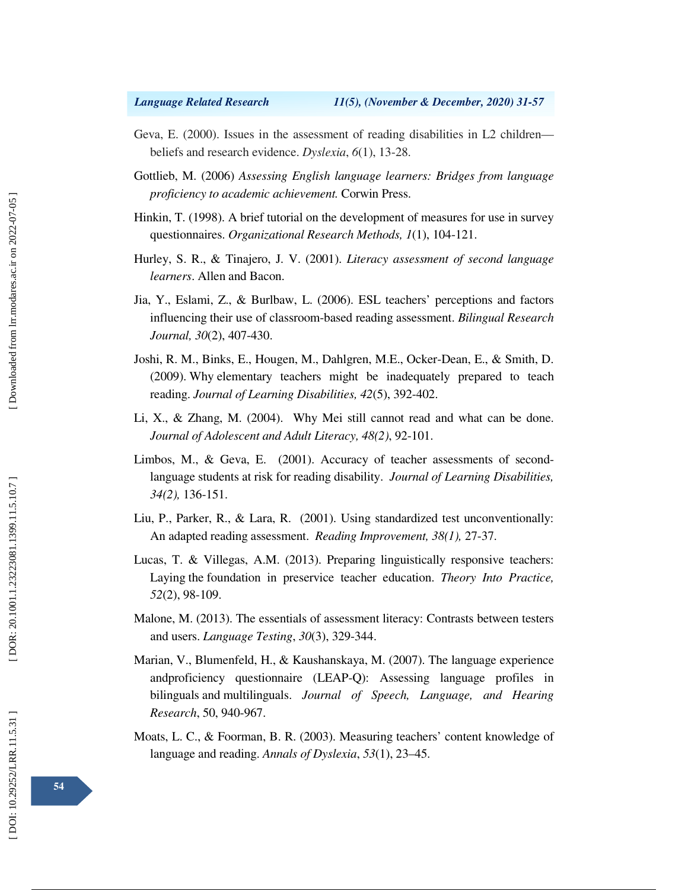Geva, E. (2000). Issues in the assessment of reading disabilities in L2 children—beliefs and research evidence. *Dyslexia*, *6*(1), 13-28.

Gottlieb, M. (2006) *Assessing English language learners: Bridges from language proficiency to academic achievement.* Corwin Press.

Hinkin, T. (1998). A brief tutorial on the development of measures for use in survey questionnaires. *Organizational Research Methods, 1*(1), 104-121.

Hurley, S. R., & Tinajero, J. V. (2001). *Literacy assessment of second language learners*. Allen and Bacon.

Jia, Y., Eslami, Z., & Burlbaw, L. (2006). ESL teachers' perceptions and factors influencing their use of classroom-based reading assessment. *Bilingual Research Journal, 30*(2), 407-430.

Joshi, R. M., Binks, E., Hougen, M., Dahlgren, M.E., Ocker-Dean, E., & Smith, D. (2009). Why elementary teachers might be inadequately prepared to teach reading. *Journal of Learning Disabilities, 42*(5), 392-402.

Li, X., & Zhang, M. (2004). Why Mei still cannot read and what can be done. *Journal of Adolescent and Adult Literacy, 48(2)*, 92-101.

Limbos, M., & Geva, E. (2001). Accuracy of teacher assessments of second-language students at risk for reading disability. *Journal of Learning Disabilities, 34(2),* 136-151.

Liu, P., Parker, R., & Lara, R. (2001). Using standardized test unconventionally: An adapted reading assessment. *Reading Improvement, 38(1),* 27-37.

Lucas, T. & Villegas, A.M. (2013). Preparing linguistically responsive teachers: Laying the foundation in preservice teacher education. *Theory Into Practice, 52*(2), 98-109.

Malone, M. (2013). The essentials of assessment literacy: Contrasts between testers and users. *Language Testing*, *30*(3), 329-344.

Marian, V., Blumenfeld, H., & Kaushanskaya, M. (2007). The language experience andproficiency questionnaire (LEAP-Q): Assessing language profiles in bilinguals and multilinguals. *Journal of Speech, Language, and Hearing Research*, 50, 940-967.

Moats, L. C., & Foorman, B. R. (2003). Measuring teachers' content knowledge of language and reading. *Annals of Dyslexia*, *53*(1), 23–45.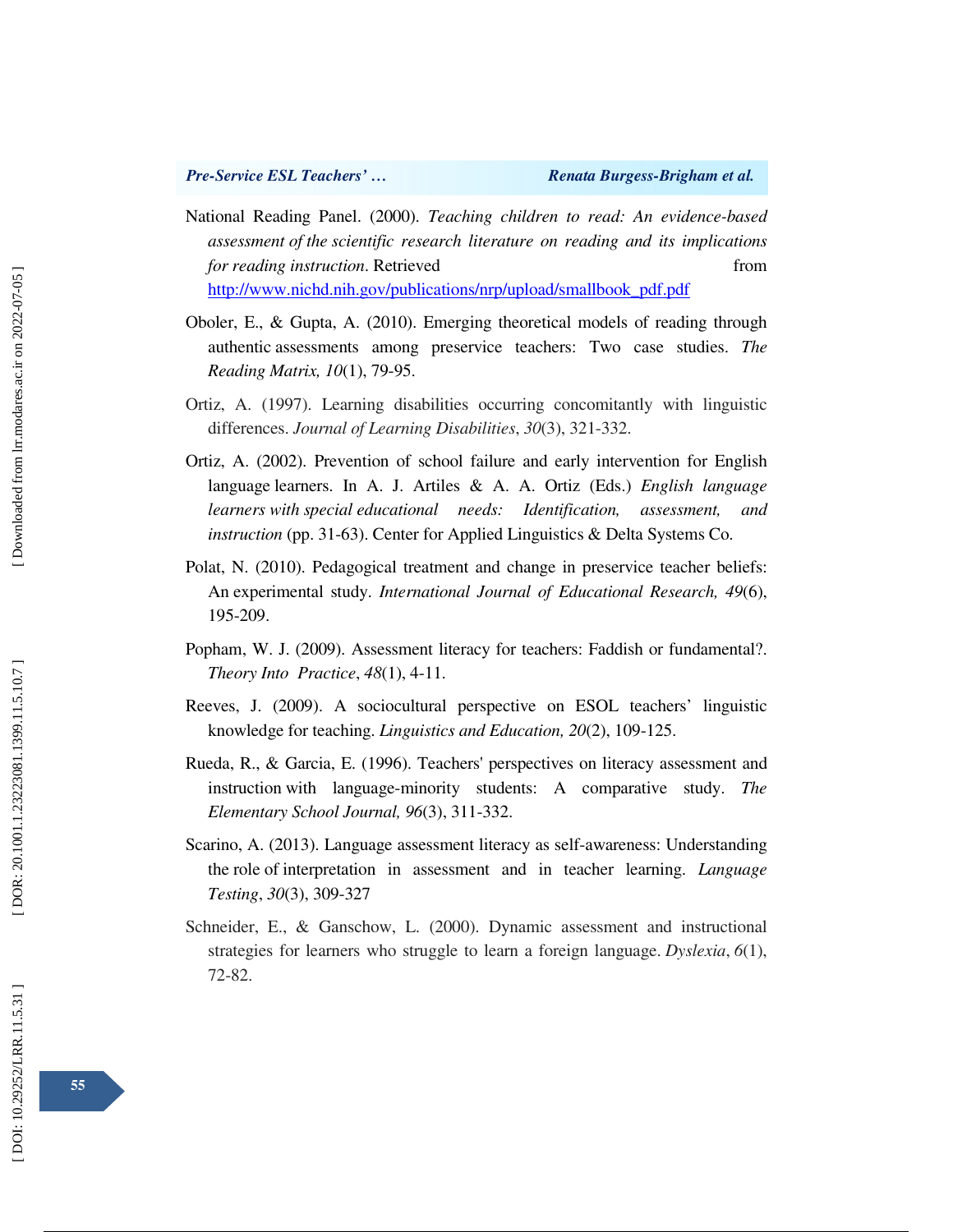National Reading Panel. (2000). *Teaching children to read: An evidence-based assessment of the scientific research literature on reading and its implications for reading instruction*. Retrieved from http://www.nichd.nih.gov/publications/nrp/upload/smallbook_pdf.pdf

Oboler, E., & Gupta, A. (2010). Emerging theoretical models of reading through authentic assessments among preservice teachers: Two case studies. *The Reading Matrix, 10*(1), 79-95.

Ortiz, A. (1997). Learning disabilities occurring concomitantly with linguistic differences. *Journal of Learning Disabilities*, *30*(3), 321-332.

Ortiz, A. (2002). Prevention of school failure and early intervention for English language learners. In A. J. Artiles & A. A. Ortiz (Eds.) *English language learners with special educational needs: Identification, assessment, and instruction* (pp. 31-63). Center for Applied Linguistics & Delta Systems Co.

Polat, N. (2010). Pedagogical treatment and change in preservice teacher beliefs: An experimental study. *International Journal of Educational Research, 49*(6), 195-209.

Popham, W. J. (2009). Assessment literacy for teachers: Faddish or fundamental?. *Theory Into Practice*, *48*(1), 4-11.

Reeves, J. (2009). A sociocultural perspective on ESOL teachers' linguistic knowledge for teaching. *Linguistics and Education, 20*(2), 109-125.

Rueda, R., & Garcia, E. (1996). Teachers' perspectives on literacy assessment and instruction with language-minority students: A comparative study. *The Elementary School Journal, 96*(3), 311-332.

Scarino, A. (2013). Language assessment literacy as self-awareness: Understanding the role of interpretation in assessment and in teacher learning. *Language Testing*, *30*(3), 309-327

Schneider, E., & Ganschow, L. (2000). Dynamic assessment and instructional strategies for learners who struggle to learn a foreign language. *Dyslexia*, *6*(1), 72-82.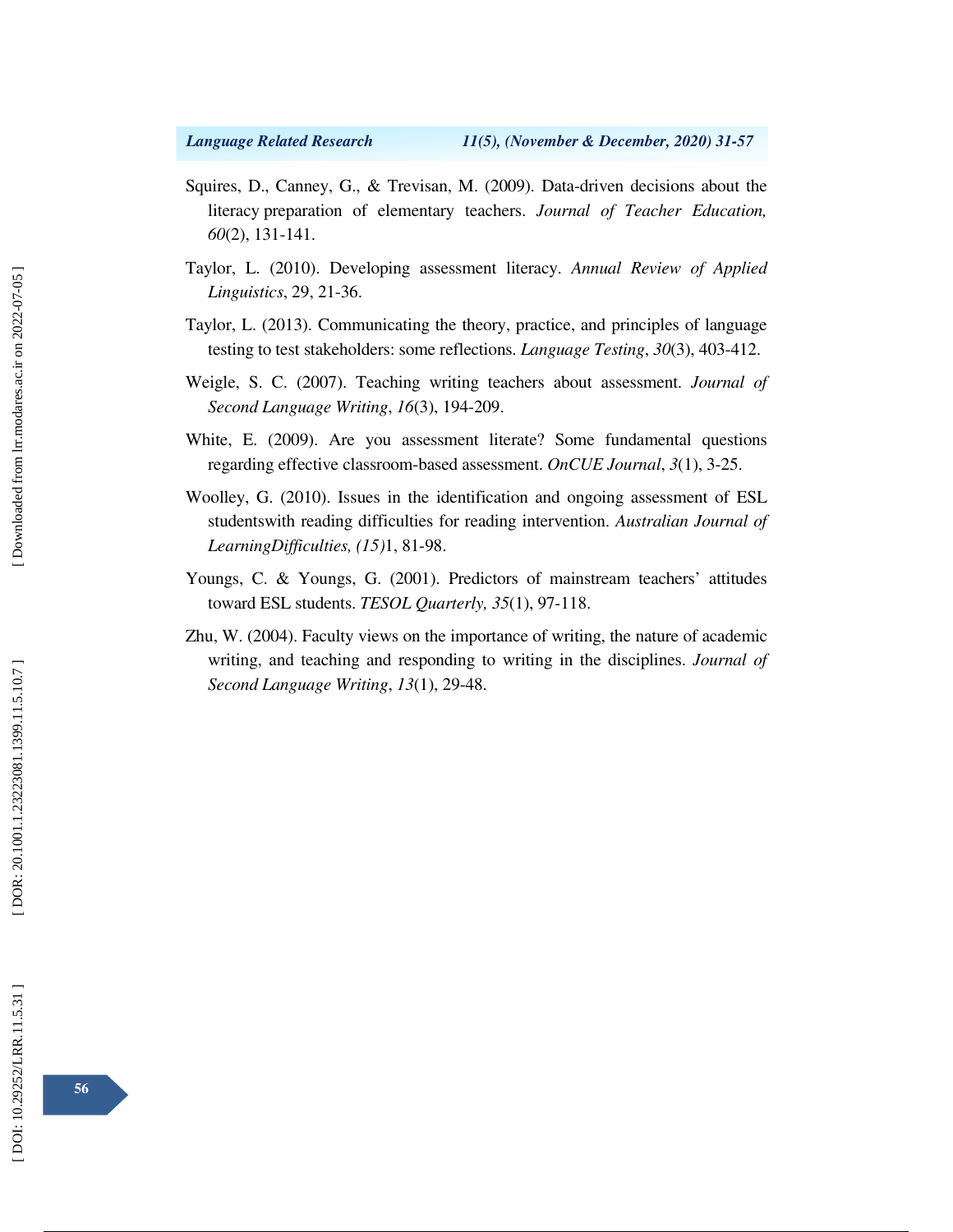Squires, D., Canney, G., & Trevisan, M. (2009). Data-driven decisions about the literacy preparation of elementary teachers. *Journal of Teacher Education, 60*(2), 131-141.

Taylor, L. (2010). Developing assessment literacy. *Annual Review of Applied Linguistics*, 29, 21-36.

Taylor, L. (2013). Communicating the theory, practice, and principles of language testing to test stakeholders: some reflections. *Language Testing*, *30*(3), 403-412.

Weigle, S. C. (2007). Teaching writing teachers about assessment. *Journal of Second Language Writing*, *16*(3), 194-209.

White, E. (2009). Are you assessment literate? Some fundamental questions regarding effective classroom-based assessment. *OnCUE Journal*, *3*(1), 3-25.

Woolley, G. (2010). Issues in the identification and ongoing assessment of ESL studentswith reading difficulties for reading intervention. *Australian Journal of LearningDifficulties, (15)*1, 81-98.

Youngs, C. & Youngs, G. (2001). Predictors of mainstream teachers' attitudes toward ESL students. *TESOL Quarterly, 35*(1), 97-118.

Zhu, W. (2004). Faculty views on the importance of writing, the nature of academic writing, and teaching and responding to writing in the disciplines. *Journal of Second Language Writing*, *13*(1), 29-48.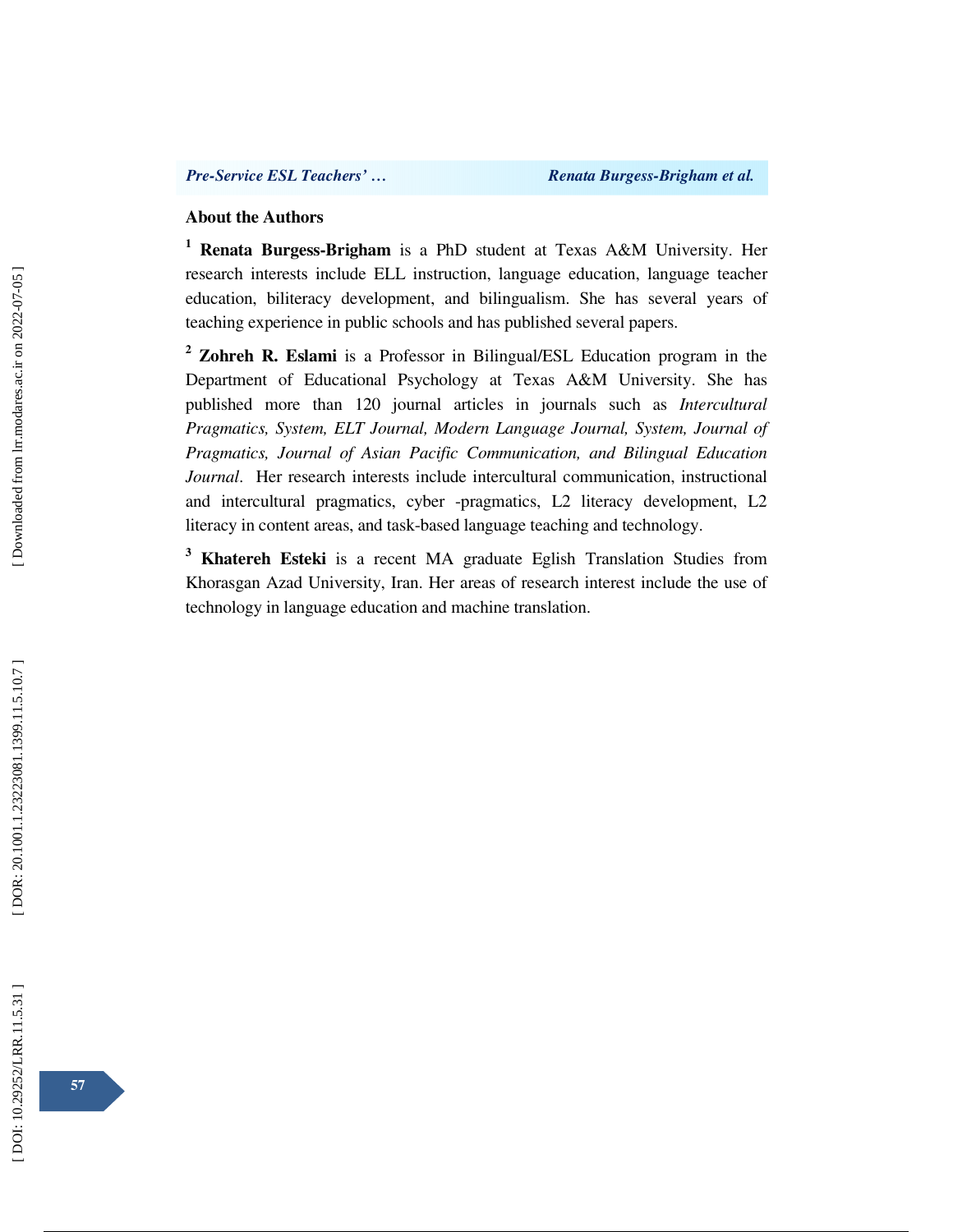## About the Authors

[1] **Renata Burgess-Brigham** is a PhD student at Texas A&M University. Her research interests include ELL instruction, language education, language teacher education, biliteracy development, and bilingualism. She has several years of teaching experience in public schools and has published several papers.

[2] **Zohreh R. Eslami** is a Professor in Bilingual/ESL Education program in the Department of Educational Psychology at Texas A&M University. She has published more than 120 journal articles in journals such as *Intercultural Pragmatics, System, ELT Journal, Modern Language Journal, System, Journal of Pragmatics, Journal of Asian Pacific Communication, and Bilingual Education Journal*. Her research interests include intercultural communication, instructional and intercultural pragmatics, cyber -pragmatics, L2 literacy development, L2 literacy in content areas, and task-based language teaching and technology.

[3] **Khatereh Esteki** is a recent MA graduate Eglish Translation Studies from Khorasgan Azad University, Iran. Her areas of research interest include the use of technology in language education and machine translation.